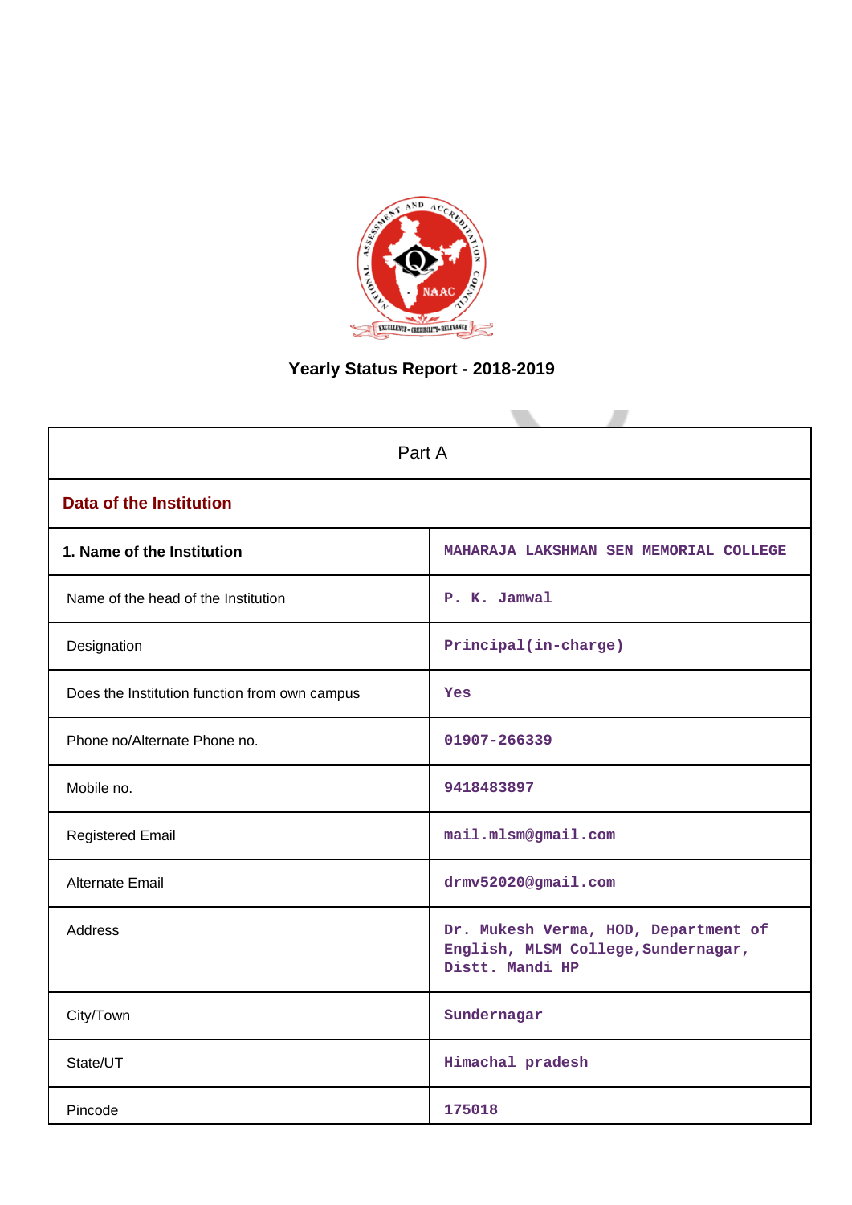# Yearly Status Report - 2018-2019

| Part A | |
|---|---|
| **Data of the Institution** | |
| **1. Name of the Institution** | MAHARAJA LAKSHMAN SEN MEMORIAL COLLEGE |
| Name of the head of the Institution | P. K. Jamwal |
| Designation | Principal(in-charge) |
| Does the Institution function from own campus | Yes |
| Phone no/Alternate Phone no. | 01907-266339 |
| Mobile no. | 9418483897 |
| Registered Email | mail.mlsm@gmail.com |
| Alternate Email | drmv52020@gmail.com |
| Address | Dr. Mukesh Verma, HOD, Department of English, MLSM College,Sundernagar, Distt. Mandi HP |
| City/Town | Sundernagar |
| State/UT | Himachal pradesh |
| Pincode | 175018 |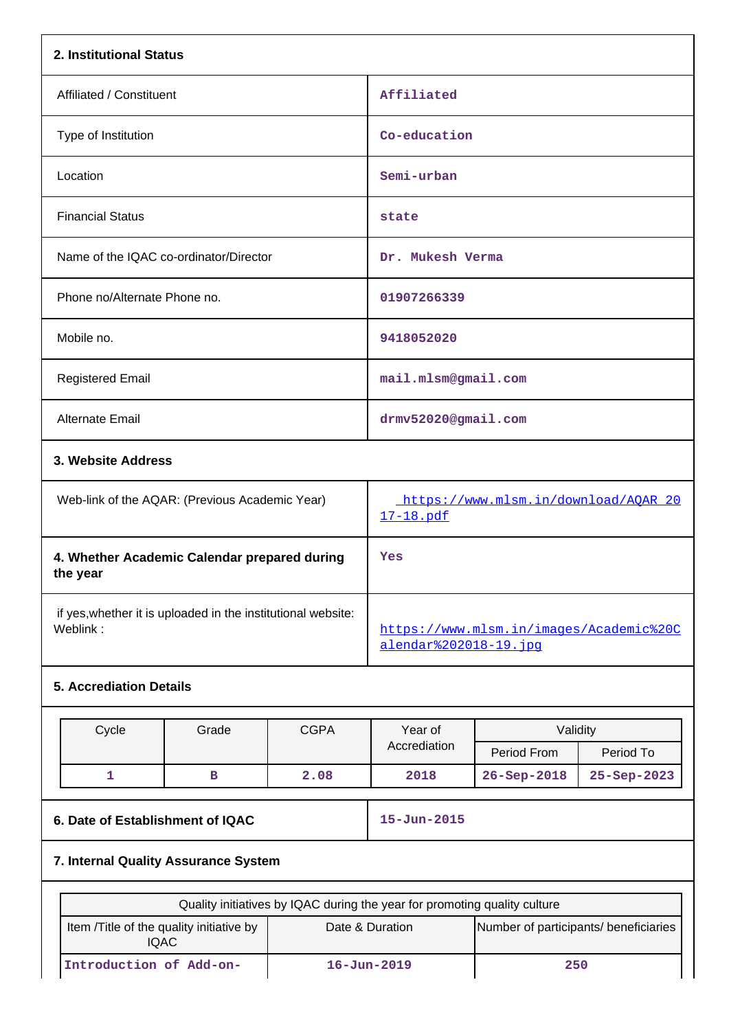## 2. Institutional Status

| | |
|---|---|
| Affiliated / Constituent | Affiliated |
| Type of Institution | Co-education |
| Location | Semi-urban |
| Financial Status | state |
| Name of the IQAC co-ordinator/Director | Dr. Mukesh Verma |
| Phone no/Alternate Phone no. | 01907266339 |
| Mobile no. | 9418052020 |
| Registered Email | mail.mlsm@gmail.com |
| Alternate Email | drmv52020@gmail.com |

## 3. Website Address

| | |
|---|---|
| Web-link of the AQAR: (Previous Academic Year) | https://www.mlsm.in/download/AQAR 2017-18.pdf |

| | |
|---|---|
| **4. Whether Academic Calendar prepared during the year** | Yes |
| if yes,whether it is uploaded in the institutional website: Weblink : | https://www.mlsm.in/images/Academic%20Calendar%202018-19.jpg |

## 5. Accreditation Details

| Cycle | Grade | CGPA | Year of Accreditation | Validity | |
|---|---|---|---|---|---|
| | | | | Period From | Period To |
| 1 | B | 2.08 | 2018 | 26-Sep-2018 | 25-Sep-2023 |

| | |
|---|---|
| **6. Date of Establishment of IQAC** | 15-Jun-2015 |

## 7. Internal Quality Assurance System

| Quality initiatives by IQAC during the year for promoting quality culture | | |
|---|---|---|
| Item /Title of the quality initiative by IQAC | Date & Duration | Number of participants/ beneficiaries |
| Introduction of Add-on- | 16-Jun-2019 | 250 |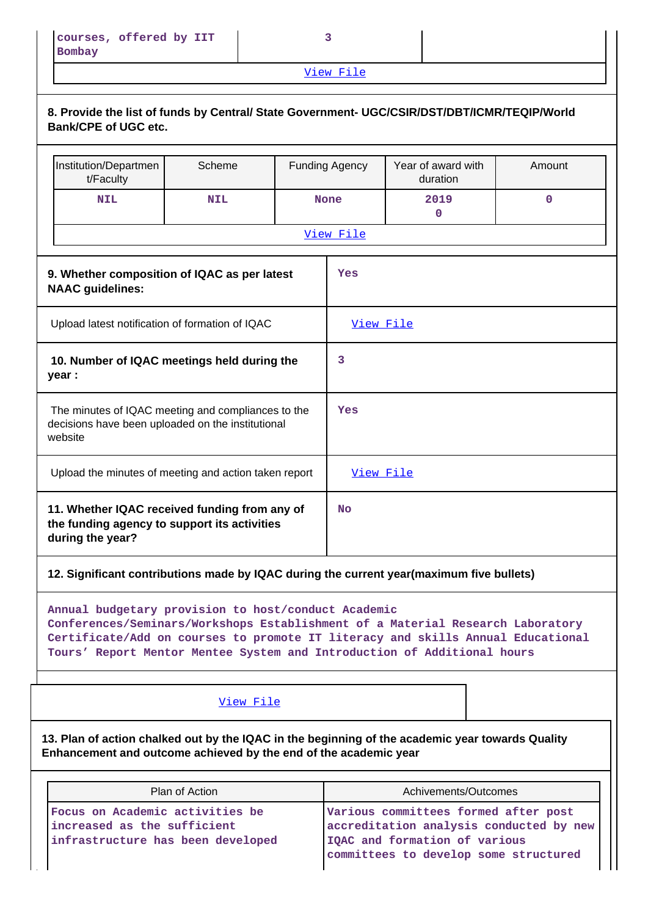| courses, offered by IIT Bombay | 3 | |
|---|---|---|
| View File | | |

**8. Provide the list of funds by Central/ State Government- UGC/CSIR/DST/DBT/ICMR/TEQIP/World Bank/CPE of UGC etc.**

| Institution/Department/Faculty | Scheme | Funding Agency | Year of award with duration | Amount |
|---|---|---|---|---|
| NIL | NIL | None | 2019 0 | 0 |
| View File | | | | |

| | |
|---|---|
| **9. Whether composition of IQAC as per latest NAAC guidelines:** | Yes |
| Upload latest notification of formation of IQAC | View File |
| **10. Number of IQAC meetings held during the year :** | 3 |
| The minutes of IQAC meeting and compliances to the decisions have been uploaded on the institutional website | Yes |
| Upload the minutes of meeting and action taken report | View File |
| **11. Whether IQAC received funding from any of the funding agency to support its activities during the year?** | No |

**12. Significant contributions made by IQAC during the current year(maximum five bullets)**

Annual budgetary provision to host/conduct Academic Conferences/Seminars/Workshops Establishment of a Material Research Laboratory Certificate/Add on courses to promote IT literacy and skills Annual Educational Tours' Report Mentor Mentee System and Introduction of Additional hours

View File

**13. Plan of action chalked out by the IQAC in the beginning of the academic year towards Quality Enhancement and outcome achieved by the end of the academic year**

| Plan of Action | Achivements/Outcomes |
|---|---|
| Focus on Academic activities be increased as the sufficient infrastructure has been developed | Various committees formed after post accreditation analysis conducted by new IQAC and formation of various committees to develop some structured |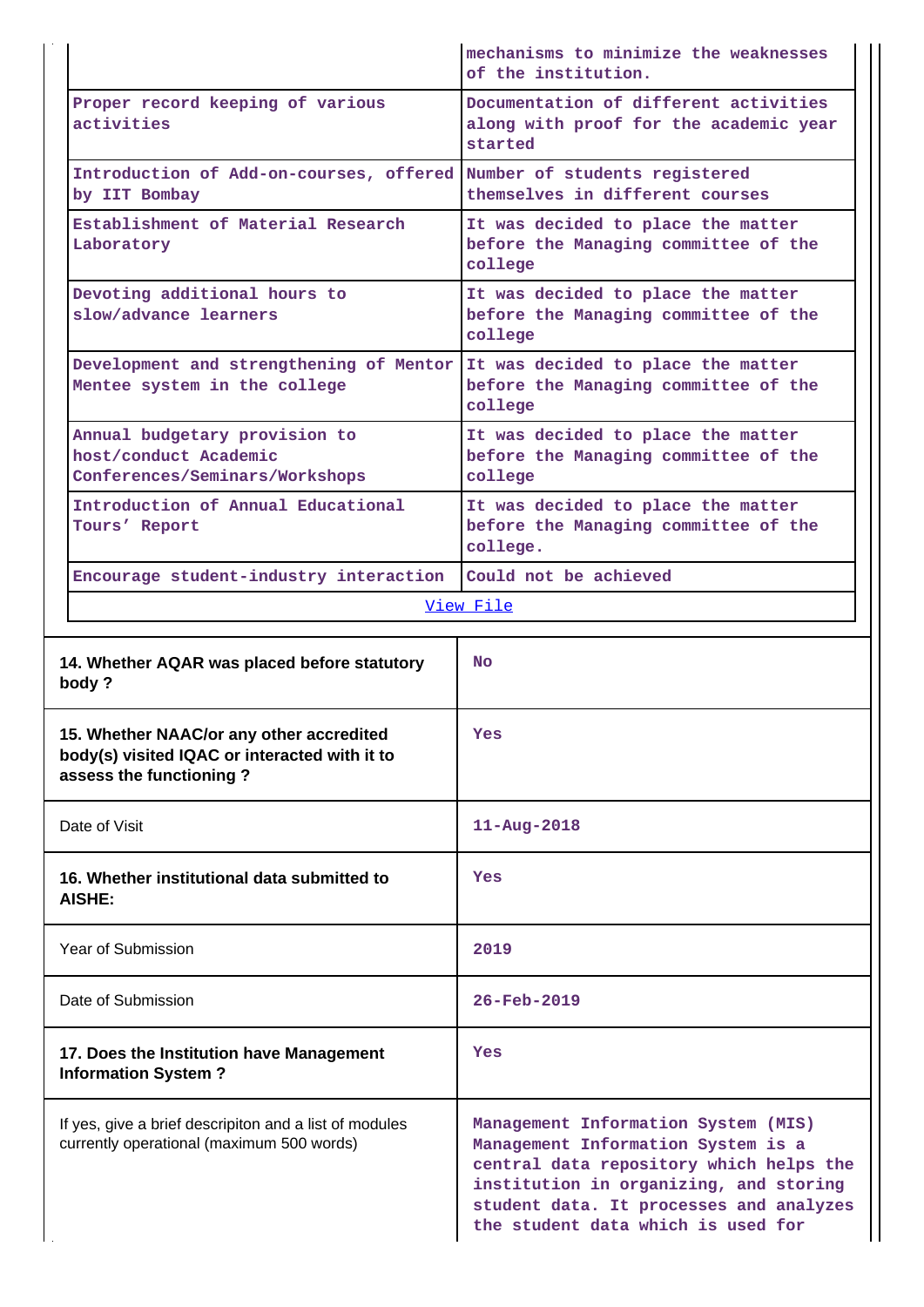| | |
|---|---|
| | mechanisms to minimize the weaknesses of the institution. |
| Proper record keeping of various activities | Documentation of different activities along with proof for the academic year started |
| Introduction of Add-on-courses, offered by IIT Bombay | Number of students registered themselves in different courses |
| Establishment of Material Research Laboratory | It was decided to place the matter before the Managing committee of the college |
| Devoting additional hours to slow/advance learners | It was decided to place the matter before the Managing committee of the college |
| Development and strengthening of Mentor Mentee system in the college | It was decided to place the matter before the Managing committee of the college |
| Annual budgetary provision to host/conduct Academic Conferences/Seminars/Workshops | It was decided to place the matter before the Managing committee of the college |
| Introduction of Annual Educational Tours' Report | It was decided to place the matter before the Managing committee of the college. |
| Encourage student-industry interaction | Could not be achieved |
| View File | |

| | |
|---|---|
| **14. Whether AQAR was placed before statutory body ?** | No |
| **15. Whether NAAC/or any other accredited body(s) visited IQAC or interacted with it to assess the functioning ?** | Yes |
| Date of Visit | 11-Aug-2018 |
| **16. Whether institutional data submitted to AISHE:** | Yes |
| Year of Submission | 2019 |
| Date of Submission | 26-Feb-2019 |
| **17. Does the Institution have Management Information System ?** | Yes |
| If yes, give a brief descripiton and a list of modules currently operational (maximum 500 words) | Management Information System (MIS) Management Information System is a central data repository which helps the institution in organizing, and storing student data. It processes and analyzes the student data which is used for |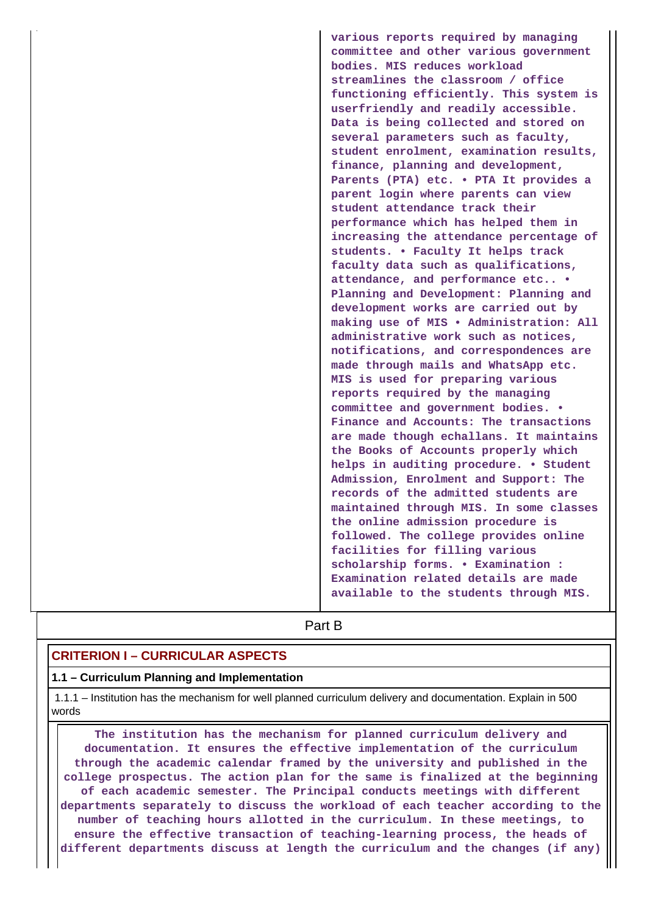| | various reports required by managing committee and other various government bodies. MIS reduces workload streamlines the classroom / office functioning efficiently. This system is userfriendly and readily accessible. Data is being collected and stored on several parameters such as faculty, student enrolment, examination results, finance, planning and development, Parents (PTA) etc. • PTA It provides a parent login where parents can view student attendance track their performance which has helped them in increasing the attendance percentage of students. • Faculty It helps track faculty data such as qualifications, attendance, and performance etc.. • Planning and Development: Planning and development works are carried out by making use of MIS • Administration: All administrative work such as notices, notifications, and correspondences are made through mails and WhatsApp etc. MIS is used for preparing various reports required by the managing committee and government bodies. • Finance and Accounts: The transactions are made though echallans. It maintains the Books of Accounts properly which helps in auditing procedure. • Student Admission, Enrolment and Support: The records of the admitted students are maintained through MIS. In some classes the online admission procedure is followed. The college provides online facilities for filling various scholarship forms. • Examination : Examination related details are made available to the students through MIS. |
|---|---|

## Part B

## CRITERION I – CURRICULAR ASPECTS

### 1.1 – Curriculum Planning and Implementation

1.1.1 – Institution has the mechanism for well planned curriculum delivery and documentation. Explain in 500 words

The institution has the mechanism for planned curriculum delivery and documentation. It ensures the effective implementation of the curriculum through the academic calendar framed by the university and published in the college prospectus. The action plan for the same is finalized at the beginning of each academic semester. The Principal conducts meetings with different departments separately to discuss the workload of each teacher according to the number of teaching hours allotted in the curriculum. In these meetings, to ensure the effective transaction of teaching-learning process, the heads of different departments discuss at length the curriculum and the changes (if any)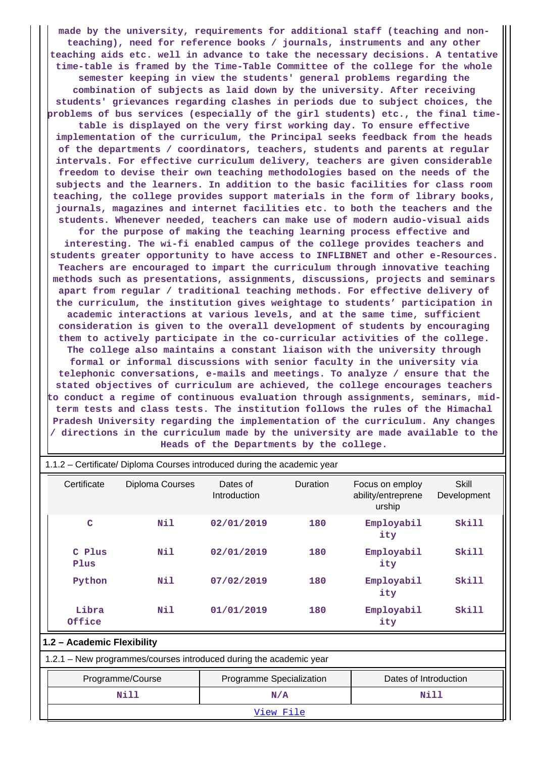made by the university, requirements for additional staff (teaching and non-teaching), need for reference books / journals, instruments and any other teaching aids etc. well in advance to take the necessary decisions. A tentative time-table is framed by the Time-Table Committee of the college for the whole semester keeping in view the students' general problems regarding the combination of subjects as laid down by the university. After receiving students' grievances regarding clashes in periods due to subject choices, the problems of bus services (especially of the girl students) etc., the final time-table is displayed on the very first working day. To ensure effective implementation of the curriculum, the Principal seeks feedback from the heads of the departments / coordinators, teachers, students and parents at regular intervals. For effective curriculum delivery, teachers are given considerable freedom to devise their own teaching methodologies based on the needs of the subjects and the learners. In addition to the basic facilities for class room teaching, the college provides support materials in the form of library books, journals, magazines and internet facilities etc. to both the teachers and the students. Whenever needed, teachers can make use of modern audio-visual aids for the purpose of making the teaching learning process effective and interesting. The wi-fi enabled campus of the college provides teachers and students greater opportunity to have access to INFLIBNET and other e-Resources. Teachers are encouraged to impart the curriculum through innovative teaching methods such as presentations, assignments, discussions, projects and seminars apart from regular / traditional teaching methods. For effective delivery of the curriculum, the institution gives weightage to students' participation in academic interactions at various levels, and at the same time, sufficient consideration is given to the overall development of students by encouraging them to actively participate in the co-curricular activities of the college. The college also maintains a constant liaison with the university through formal or informal discussions with senior faculty in the university via telephonic conversations, e-mails and meetings. To analyze / ensure that the stated objectives of curriculum are achieved, the college encourages teachers to conduct a regime of continuous evaluation through assignments, seminars, mid-term tests and class tests. The institution follows the rules of the Himachal Pradesh University regarding the implementation of the curriculum. Any changes / directions in the curriculum made by the university are made available to the Heads of the Departments by the college.

1.1.2 – Certificate/ Diploma Courses introduced during the academic year

| Certificate | Diploma Courses | Dates of Introduction | Duration | Focus on employ ability/entreprene urship | Skill Development |
|---|---|---|---|---|---|
| C | Nil | 02/01/2019 | 180 | Employability | Skill |
| C Plus Plus | Nil | 02/01/2019 | 180 | Employability | Skill |
| Python | Nil | 07/02/2019 | 180 | Employability | Skill |
| Libra Office | Nil | 01/01/2019 | 180 | Employability | Skill |

## 1.2 – Academic Flexibility

1.2.1 – New programmes/courses introduced during the academic year

| Programme/Course | Programme Specialization | Dates of Introduction |
|---|---|---|
| Nill | N/A | Nill |

View File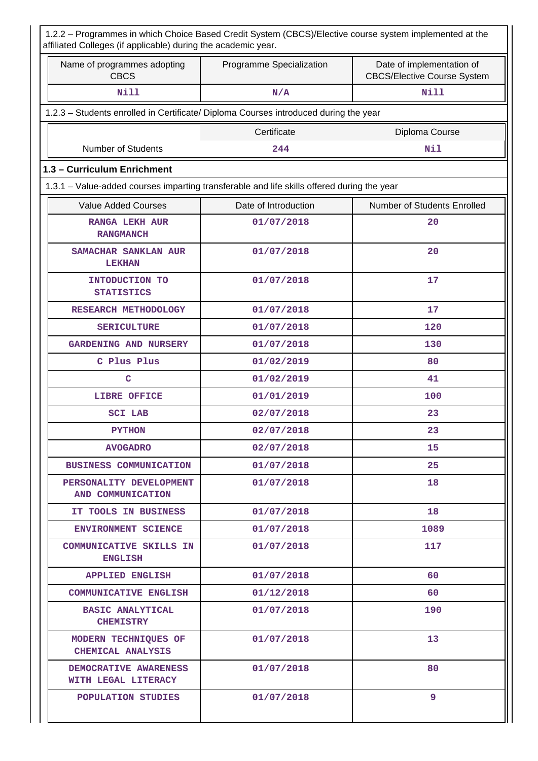1.2.2 – Programmes in which Choice Based Credit System (CBCS)/Elective course system implemented at the affiliated Colleges (if applicable) during the academic year.

| Name of programmes adopting CBCS | Programme Specialization | Date of implementation of CBCS/Elective Course System |
|---|---|---|
| Nill | N/A | Nill |

1.2.3 – Students enrolled in Certificate/ Diploma Courses introduced during the year

| | Certificate | Diploma Course |
|---|---|---|
| Number of Students | 244 | Nil |

**1.3 – Curriculum Enrichment**

1.3.1 – Value-added courses imparting transferable and life skills offered during the year

| Value Added Courses | Date of Introduction | Number of Students Enrolled |
|---|---|---|
| RANGA LEKH AUR RANGMANCH | 01/07/2018 | 20 |
| SAMACHAR SANKLAN AUR LEKHAN | 01/07/2018 | 20 |
| INTODUCTION TO STATISTICS | 01/07/2018 | 17 |
| RESEARCH METHODOLOGY | 01/07/2018 | 17 |
| SERICULTURE | 01/07/2018 | 120 |
| GARDENING AND NURSERY | 01/07/2018 | 130 |
| C Plus Plus | 01/02/2019 | 80 |
| C | 01/02/2019 | 41 |
| LIBRE OFFICE | 01/01/2019 | 100 |
| SCI LAB | 02/07/2018 | 23 |
| PYTHON | 02/07/2018 | 23 |
| AVOGADRO | 02/07/2018 | 15 |
| BUSINESS COMMUNICATION | 01/07/2018 | 25 |
| PERSONALITY DEVELOPMENT AND COMMUNICATION | 01/07/2018 | 18 |
| IT TOOLS IN BUSINESS | 01/07/2018 | 18 |
| ENVIRONMENT SCIENCE | 01/07/2018 | 1089 |
| COMMUNICATIVE SKILLS IN ENGLISH | 01/07/2018 | 117 |
| APPLIED ENGLISH | 01/07/2018 | 60 |
| COMMUNICATIVE ENGLISH | 01/12/2018 | 60 |
| BASIC ANALYTICAL CHEMISTRY | 01/07/2018 | 190 |
| MODERN TECHNIQUES OF CHEMICAL ANALYSIS | 01/07/2018 | 13 |
| DEMOCRATIVE AWARENESS WITH LEGAL LITERACY | 01/07/2018 | 80 |
| POPULATION STUDIES | 01/07/2018 | 9 |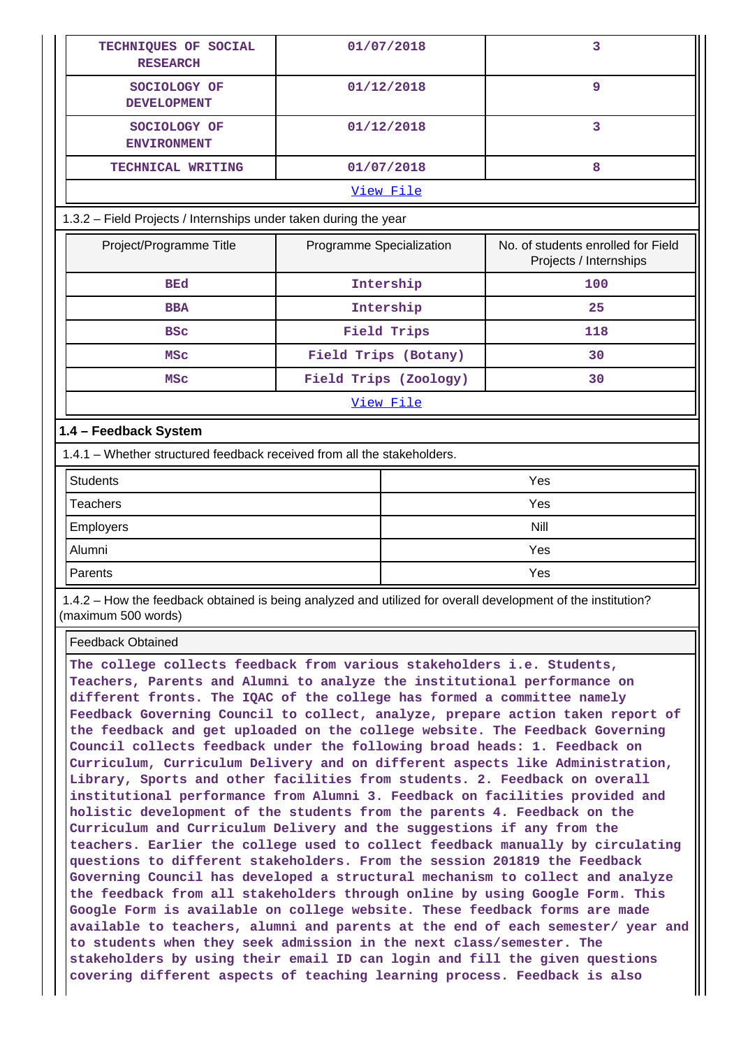| | | |
|---|---|---|
| TECHNIQUES OF SOCIAL RESEARCH | 01/07/2018 | 3 |
| SOCIOLOGY OF DEVELOPMENT | 01/12/2018 | 9 |
| SOCIOLOGY OF ENVIRONMENT | 01/12/2018 | 3 |
| TECHNICAL WRITING | 01/07/2018 | 8 |
| View File | | |

1.3.2 – Field Projects / Internships under taken during the year

| Project/Programme Title | Programme Specialization | No. of students enrolled for Field Projects / Internships |
|---|---|---|
| BEd | Intership | 100 |
| BBA | Intership | 25 |
| BSc | Field Trips | 118 |
| MSc | Field Trips (Botany) | 30 |
| MSc | Field Trips (Zoology) | 30 |
| View File | | |

**1.4 – Feedback System**

1.4.1 – Whether structured feedback received from all the stakeholders.

| | |
|---|---|
| Students | Yes |
| Teachers | Yes |
| Employers | Nill |
| Alumni | Yes |
| Parents | Yes |

1.4.2 – How the feedback obtained is being analyzed and utilized for overall development of the institution? (maximum 500 words)

Feedback Obtained

The college collects feedback from various stakeholders i.e. Students, Teachers, Parents and Alumni to analyze the institutional performance on different fronts. The IQAC of the college has formed a committee namely Feedback Governing Council to collect, analyze, prepare action taken report of the feedback and get uploaded on the college website. The Feedback Governing Council collects feedback under the following broad heads: 1. Feedback on Curriculum, Curriculum Delivery and on different aspects like Administration, Library, Sports and other facilities from students. 2. Feedback on overall institutional performance from Alumni 3. Feedback on facilities provided and holistic development of the students from the parents 4. Feedback on the Curriculum and Curriculum Delivery and the suggestions if any from the teachers. Earlier the college used to collect feedback manually by circulating questions to different stakeholders. From the session 201819 the Feedback Governing Council has developed a structural mechanism to collect and analyze the feedback from all stakeholders through online by using Google Form. This Google Form is available on college website. These feedback forms are made available to teachers, alumni and parents at the end of each semester/ year and to students when they seek admission in the next class/semester. The stakeholders by using their email ID can login and fill the given questions covering different aspects of teaching learning process. Feedback is also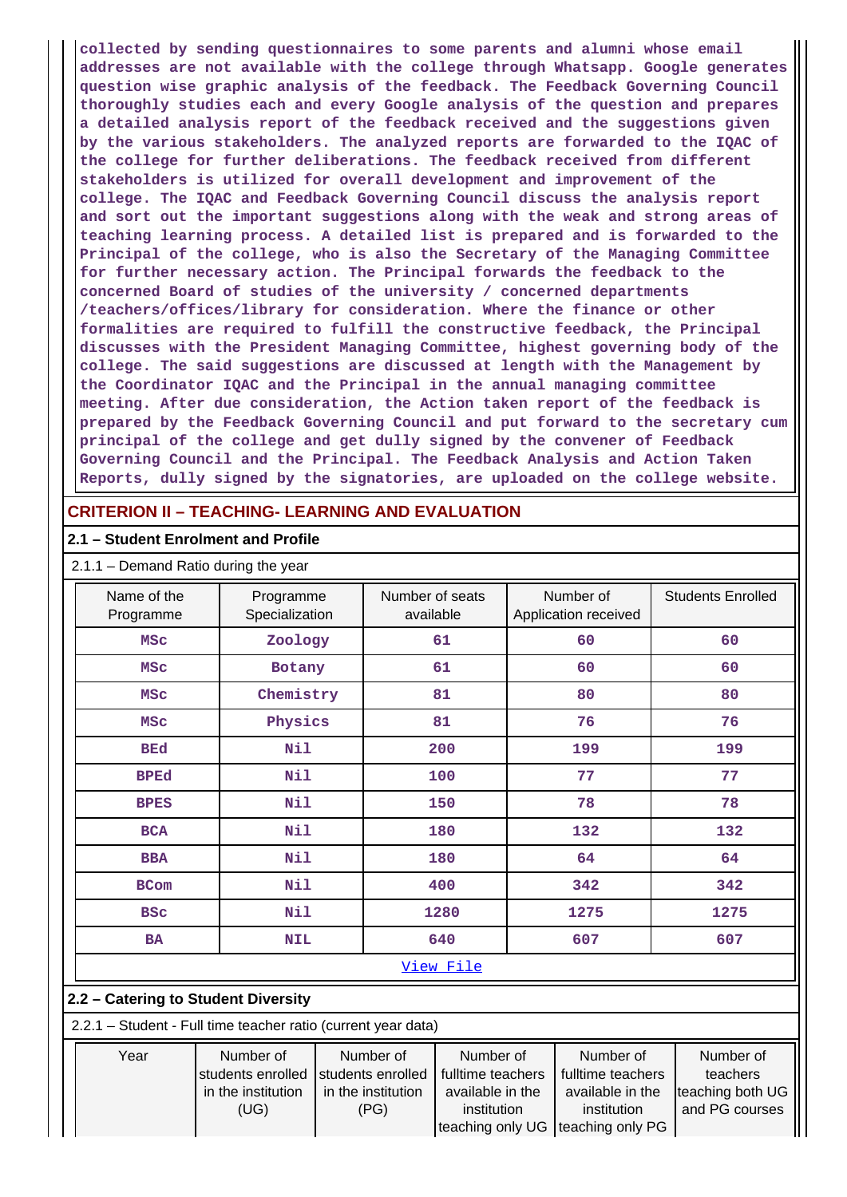collected by sending questionnaires to some parents and alumni whose email addresses are not available with the college through Whatsapp. Google generates question wise graphic analysis of the feedback. The Feedback Governing Council thoroughly studies each and every Google analysis of the question and prepares a detailed analysis report of the feedback received and the suggestions given by the various stakeholders. The analyzed reports are forwarded to the IQAC of the college for further deliberations. The feedback received from different stakeholders is utilized for overall development and improvement of the college. The IQAC and Feedback Governing Council discuss the analysis report and sort out the important suggestions along with the weak and strong areas of teaching learning process. A detailed list is prepared and is forwarded to the Principal of the college, who is also the Secretary of the Managing Committee for further necessary action. The Principal forwards the feedback to the concerned Board of studies of the university / concerned departments /teachers/offices/library for consideration. Where the finance or other formalities are required to fulfill the constructive feedback, the Principal discusses with the President Managing Committee, highest governing body of the college. The said suggestions are discussed at length with the Management by the Coordinator IQAC and the Principal in the annual managing committee meeting. After due consideration, the Action taken report of the feedback is prepared by the Feedback Governing Council and put forward to the secretary cum principal of the college and get dully signed by the convener of Feedback Governing Council and the Principal. The Feedback Analysis and Action Taken Reports, dully signed by the signatories, are uploaded on the college website.

## CRITERION II – TEACHING- LEARNING AND EVALUATION

### 2.1 – Student Enrolment and Profile

2.1.1 – Demand Ratio during the year

| Name of the Programme | Programme Specialization | Number of seats available | Number of Application received | Students Enrolled |
|---|---|---|---|---|
| MSc | Zoology | 61 | 60 | 60 |
| MSc | Botany | 61 | 60 | 60 |
| MSc | Chemistry | 81 | 80 | 80 |
| MSc | Physics | 81 | 76 | 76 |
| BEd | Nil | 200 | 199 | 199 |
| BPEd | Nil | 100 | 77 | 77 |
| BPES | Nil | 150 | 78 | 78 |
| BCA | Nil | 180 | 132 | 132 |
| BBA | Nil | 180 | 64 | 64 |
| BCom | Nil | 400 | 342 | 342 |
| BSc | Nil | 1280 | 1275 | 1275 |
| BA | NIL | 640 | 607 | 607 |

View File

### 2.2 – Catering to Student Diversity

2.2.1 – Student - Full time teacher ratio (current year data)

| Year | Number of students enrolled in the institution (UG) | Number of students enrolled in the institution (PG) | Number of fulltime teachers available in the institution teaching only UG | Number of fulltime teachers available in the institution teaching only PG | Number of teachers teaching both UG and PG courses |
|---|---|---|---|---|---|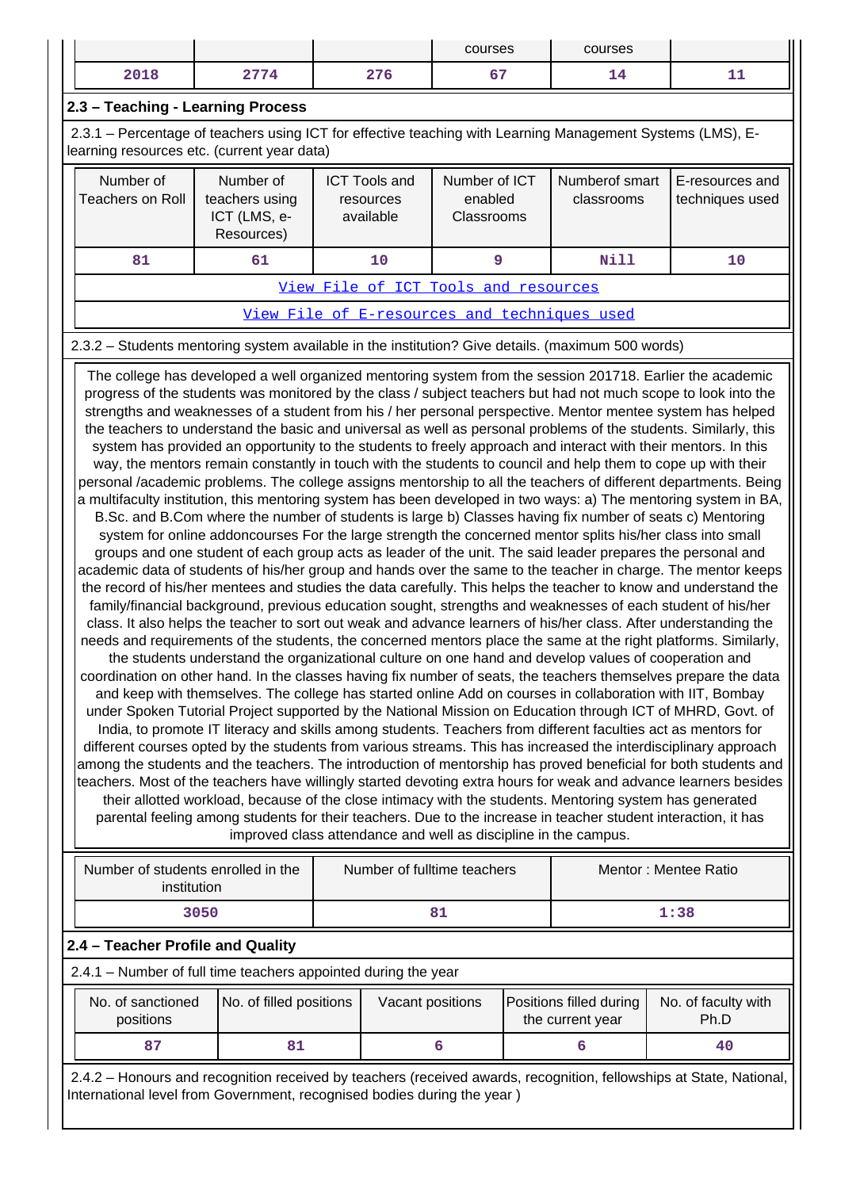| | | | courses | courses | |
|---|---|---|---|---|---|
| 2018 | 2774 | 276 | 67 | 14 | 11 |

## 2.3 – Teaching - Learning Process

2.3.1 – Percentage of teachers using ICT for effective teaching with Learning Management Systems (LMS), E-learning resources etc. (current year data)

| Number of Teachers on Roll | Number of teachers using ICT (LMS, e-Resources) | ICT Tools and resources available | Number of ICT enabled Classrooms | Numberof smart classrooms | E-resources and techniques used |
|---|---|---|---|---|---|
| 81 | 61 | 10 | 9 | Nill | 10 |

[View File of ICT Tools and resources]

[View File of E-resources and techniques used]

2.3.2 – Students mentoring system available in the institution? Give details. (maximum 500 words)

The college has developed a well organized mentoring system from the session 201718. Earlier the academic progress of the students was monitored by the class / subject teachers but had not much scope to look into the strengths and weaknesses of a student from his / her personal perspective. Mentor mentee system has helped the teachers to understand the basic and universal as well as personal problems of the students. Similarly, this system has provided an opportunity to the students to freely approach and interact with their mentors. In this way, the mentors remain constantly in touch with the students to council and help them to cope up with their personal /academic problems. The college assigns mentorship to all the teachers of different departments. Being a multifaculty institution, this mentoring system has been developed in two ways: a) The mentoring system in BA, B.Sc. and B.Com where the number of students is large b) Classes having fix number of seats c) Mentoring system for online addoncourses For the large strength the concerned mentor splits his/her class into small groups and one student of each group acts as leader of the unit. The said leader prepares the personal and academic data of students of his/her group and hands over the same to the teacher in charge. The mentor keeps the record of his/her mentees and studies the data carefully. This helps the teacher to know and understand the family/financial background, previous education sought, strengths and weaknesses of each student of his/her class. It also helps the teacher to sort out weak and advance learners of his/her class. After understanding the needs and requirements of the students, the concerned mentors place the same at the right platforms. Similarly, the students understand the organizational culture on one hand and develop values of cooperation and coordination on other hand. In the classes having fix number of seats, the teachers themselves prepare the data and keep with themselves. The college has started online Add on courses in collaboration with IIT, Bombay under Spoken Tutorial Project supported by the National Mission on Education through ICT of MHRD, Govt. of India, to promote IT literacy and skills among students. Teachers from different faculties act as mentors for different courses opted by the students from various streams. This has increased the interdisciplinary approach among the students and the teachers. The introduction of mentorship has proved beneficial for both students and teachers. Most of the teachers have willingly started devoting extra hours for weak and advance learners besides their allotted workload, because of the close intimacy with the students. Mentoring system has generated parental feeling among students for their teachers. Due to the increase in teacher student interaction, it has improved class attendance and well as discipline in the campus.

| Number of students enrolled in the institution | Number of fulltime teachers | Mentor : Mentee Ratio |
|---|---|---|
| 3050 | 81 | 1:38 |

## 2.4 – Teacher Profile and Quality

2.4.1 – Number of full time teachers appointed during the year

| No. of sanctioned positions | No. of filled positions | Vacant positions | Positions filled during the current year | No. of faculty with Ph.D |
|---|---|---|---|---|
| 87 | 81 | 6 | 6 | 40 |

2.4.2 – Honours and recognition received by teachers (received awards, recognition, fellowships at State, National, International level from Government, recognised bodies during the year )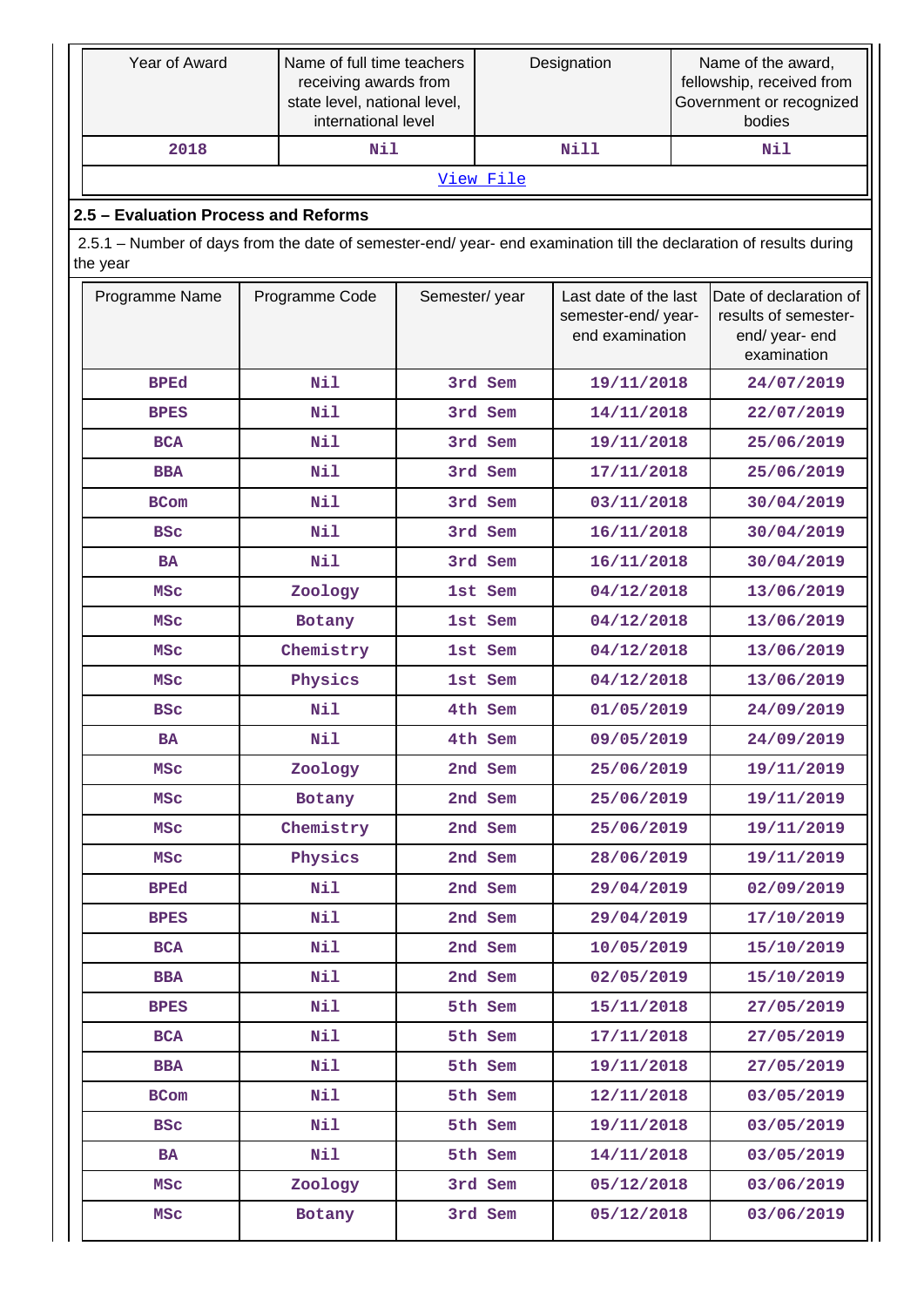| Year of Award | Name of full time teachers receiving awards from state level, national level, international level | Designation | Name of the award, fellowship, received from Government or recognized bodies |
|---|---|---|---|
| 2018 | Nil | Nill | Nil |
| View File | | | |

### 2.5 – Evaluation Process and Reforms

2.5.1 – Number of days from the date of semester-end/ year- end examination till the declaration of results during the year

| Programme Name | Programme Code | Semester/ year | Last date of the last semester-end/ year- end examination | Date of declaration of results of semester-end/ year- end examination |
|---|---|---|---|---|
| BPEd | Nil | 3rd Sem | 19/11/2018 | 24/07/2019 |
| BPES | Nil | 3rd Sem | 14/11/2018 | 22/07/2019 |
| BCA | Nil | 3rd Sem | 19/11/2018 | 25/06/2019 |
| BBA | Nil | 3rd Sem | 17/11/2018 | 25/06/2019 |
| BCom | Nil | 3rd Sem | 03/11/2018 | 30/04/2019 |
| BSc | Nil | 3rd Sem | 16/11/2018 | 30/04/2019 |
| BA | Nil | 3rd Sem | 16/11/2018 | 30/04/2019 |
| MSc | Zoology | 1st Sem | 04/12/2018 | 13/06/2019 |
| MSc | Botany | 1st Sem | 04/12/2018 | 13/06/2019 |
| MSc | Chemistry | 1st Sem | 04/12/2018 | 13/06/2019 |
| MSc | Physics | 1st Sem | 04/12/2018 | 13/06/2019 |
| BSc | Nil | 4th Sem | 01/05/2019 | 24/09/2019 |
| BA | Nil | 4th Sem | 09/05/2019 | 24/09/2019 |
| MSc | Zoology | 2nd Sem | 25/06/2019 | 19/11/2019 |
| MSc | Botany | 2nd Sem | 25/06/2019 | 19/11/2019 |
| MSc | Chemistry | 2nd Sem | 25/06/2019 | 19/11/2019 |
| MSc | Physics | 2nd Sem | 28/06/2019 | 19/11/2019 |
| BPEd | Nil | 2nd Sem | 29/04/2019 | 02/09/2019 |
| BPES | Nil | 2nd Sem | 29/04/2019 | 17/10/2019 |
| BCA | Nil | 2nd Sem | 10/05/2019 | 15/10/2019 |
| BBA | Nil | 2nd Sem | 02/05/2019 | 15/10/2019 |
| BPES | Nil | 5th Sem | 15/11/2018 | 27/05/2019 |
| BCA | Nil | 5th Sem | 17/11/2018 | 27/05/2019 |
| BBA | Nil | 5th Sem | 19/11/2018 | 27/05/2019 |
| BCom | Nil | 5th Sem | 12/11/2018 | 03/05/2019 |
| BSc | Nil | 5th Sem | 19/11/2018 | 03/05/2019 |
| BA | Nil | 5th Sem | 14/11/2018 | 03/05/2019 |
| MSc | Zoology | 3rd Sem | 05/12/2018 | 03/06/2019 |
| MSc | Botany | 3rd Sem | 05/12/2018 | 03/06/2019 |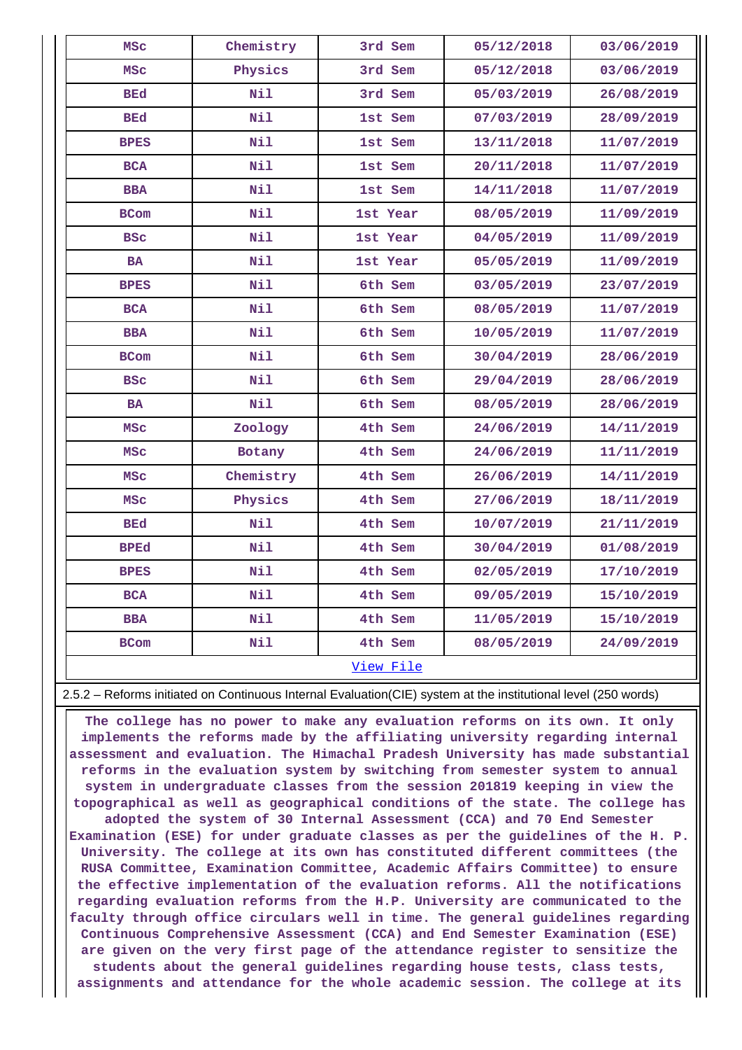| MSc | Chemistry | 3rd Sem | 05/12/2018 | 03/06/2019 |
|---|---|---|---|---|
| MSc | Physics | 3rd Sem | 05/12/2018 | 03/06/2019 |
| BEd | Nil | 3rd Sem | 05/03/2019 | 26/08/2019 |
| BEd | Nil | 1st Sem | 07/03/2019 | 28/09/2019 |
| BPES | Nil | 1st Sem | 13/11/2018 | 11/07/2019 |
| BCA | Nil | 1st Sem | 20/11/2018 | 11/07/2019 |
| BBA | Nil | 1st Sem | 14/11/2018 | 11/07/2019 |
| BCom | Nil | 1st Year | 08/05/2019 | 11/09/2019 |
| BSc | Nil | 1st Year | 04/05/2019 | 11/09/2019 |
| BA | Nil | 1st Year | 05/05/2019 | 11/09/2019 |
| BPES | Nil | 6th Sem | 03/05/2019 | 23/07/2019 |
| BCA | Nil | 6th Sem | 08/05/2019 | 11/07/2019 |
| BBA | Nil | 6th Sem | 10/05/2019 | 11/07/2019 |
| BCom | Nil | 6th Sem | 30/04/2019 | 28/06/2019 |
| BSc | Nil | 6th Sem | 29/04/2019 | 28/06/2019 |
| BA | Nil | 6th Sem | 08/05/2019 | 28/06/2019 |
| MSc | Zoology | 4th Sem | 24/06/2019 | 14/11/2019 |
| MSc | Botany | 4th Sem | 24/06/2019 | 11/11/2019 |
| MSc | Chemistry | 4th Sem | 26/06/2019 | 14/11/2019 |
| MSc | Physics | 4th Sem | 27/06/2019 | 18/11/2019 |
| BEd | Nil | 4th Sem | 10/07/2019 | 21/11/2019 |
| BPEd | Nil | 4th Sem | 30/04/2019 | 01/08/2019 |
| BPES | Nil | 4th Sem | 02/05/2019 | 17/10/2019 |
| BCA | Nil | 4th Sem | 09/05/2019 | 15/10/2019 |
| BBA | Nil | 4th Sem | 11/05/2019 | 15/10/2019 |
| BCom | Nil | 4th Sem | 08/05/2019 | 24/09/2019 |

View File

2.5.2 – Reforms initiated on Continuous Internal Evaluation(CIE) system at the institutional level (250 words)

The college has no power to make any evaluation reforms on its own. It only implements the reforms made by the affiliating university regarding internal assessment and evaluation. The Himachal Pradesh University has made substantial reforms in the evaluation system by switching from semester system to annual system in undergraduate classes from the session 201819 keeping in view the topographical as well as geographical conditions of the state. The college has adopted the system of 30 Internal Assessment (CCA) and 70 End Semester Examination (ESE) for under graduate classes as per the guidelines of the H. P. University. The college at its own has constituted different committees (the RUSA Committee, Examination Committee, Academic Affairs Committee) to ensure the effective implementation of the evaluation reforms. All the notifications regarding evaluation reforms from the H.P. University are communicated to the faculty through office circulars well in time. The general guidelines regarding Continuous Comprehensive Assessment (CCA) and End Semester Examination (ESE) are given on the very first page of the attendance register to sensitize the students about the general guidelines regarding house tests, class tests, assignments and attendance for the whole academic session. The college at its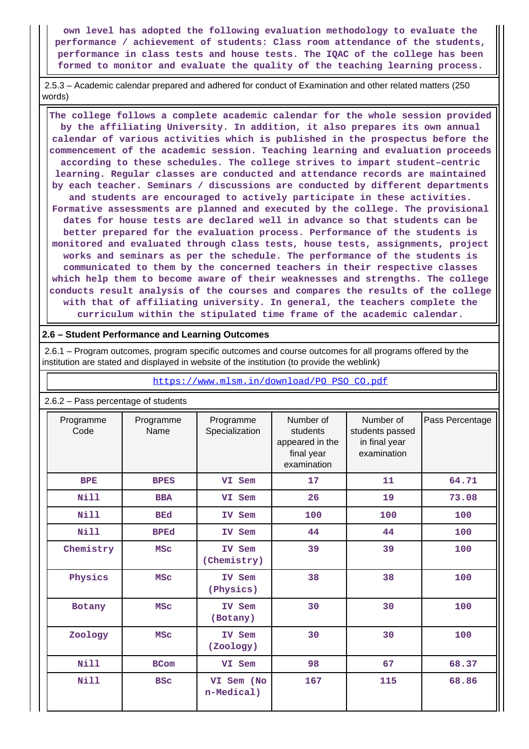own level has adopted the following evaluation methodology to evaluate the performance / achievement of students: Class room attendance of the students, performance in class tests and house tests. The IQAC of the college has been formed to monitor and evaluate the quality of the teaching learning process.

2.5.3 – Academic calendar prepared and adhered for conduct of Examination and other related matters (250 words)

The college follows a complete academic calendar for the whole session provided by the affiliating University. In addition, it also prepares its own annual calendar of various activities which is published in the prospectus before the commencement of the academic session. Teaching learning and evaluation proceeds according to these schedules. The college strives to impart student–centric learning. Regular classes are conducted and attendance records are maintained by each teacher. Seminars / discussions are conducted by different departments and students are encouraged to actively participate in these activities. Formative assessments are planned and executed by the college. The provisional dates for house tests are declared well in advance so that students can be better prepared for the evaluation process. Performance of the students is monitored and evaluated through class tests, house tests, assignments, project works and seminars as per the schedule. The performance of the students is communicated to them by the concerned teachers in their respective classes which help them to become aware of their weaknesses and strengths. The college conducts result analysis of the courses and compares the results of the college with that of affiliating university. In general, the teachers complete the curriculum within the stipulated time frame of the academic calendar.

## 2.6 – Student Performance and Learning Outcomes

2.6.1 – Program outcomes, program specific outcomes and course outcomes for all programs offered by the institution are stated and displayed in website of the institution (to provide the weblink)

https://www.mlsm.in/download/PO_PSO_CO.pdf

2.6.2 – Pass percentage of students

| Programme Code | Programme Name | Programme Specialization | Number of students appeared in the final year examination | Number of students passed in final year examination | Pass Percentage |
|---|---|---|---|---|---|
| BPE | BPES | VI Sem | 17 | 11 | 64.71 |
| Nill | BBA | VI Sem | 26 | 19 | 73.08 |
| Nill | BEd | IV Sem | 100 | 100 | 100 |
| Nill | BPEd | IV Sem | 44 | 44 | 100 |
| Chemistry | MSc | IV Sem (Chemistry) | 39 | 39 | 100 |
| Physics | MSc | IV Sem (Physics) | 38 | 38 | 100 |
| Botany | MSc | IV Sem (Botany) | 30 | 30 | 100 |
| Zoology | MSc | IV Sem (Zoology) | 30 | 30 | 100 |
| Nill | BCom | VI Sem | 98 | 67 | 68.37 |
| Nill | BSc | VI Sem (Non-Medical) | 167 | 115 | 68.86 |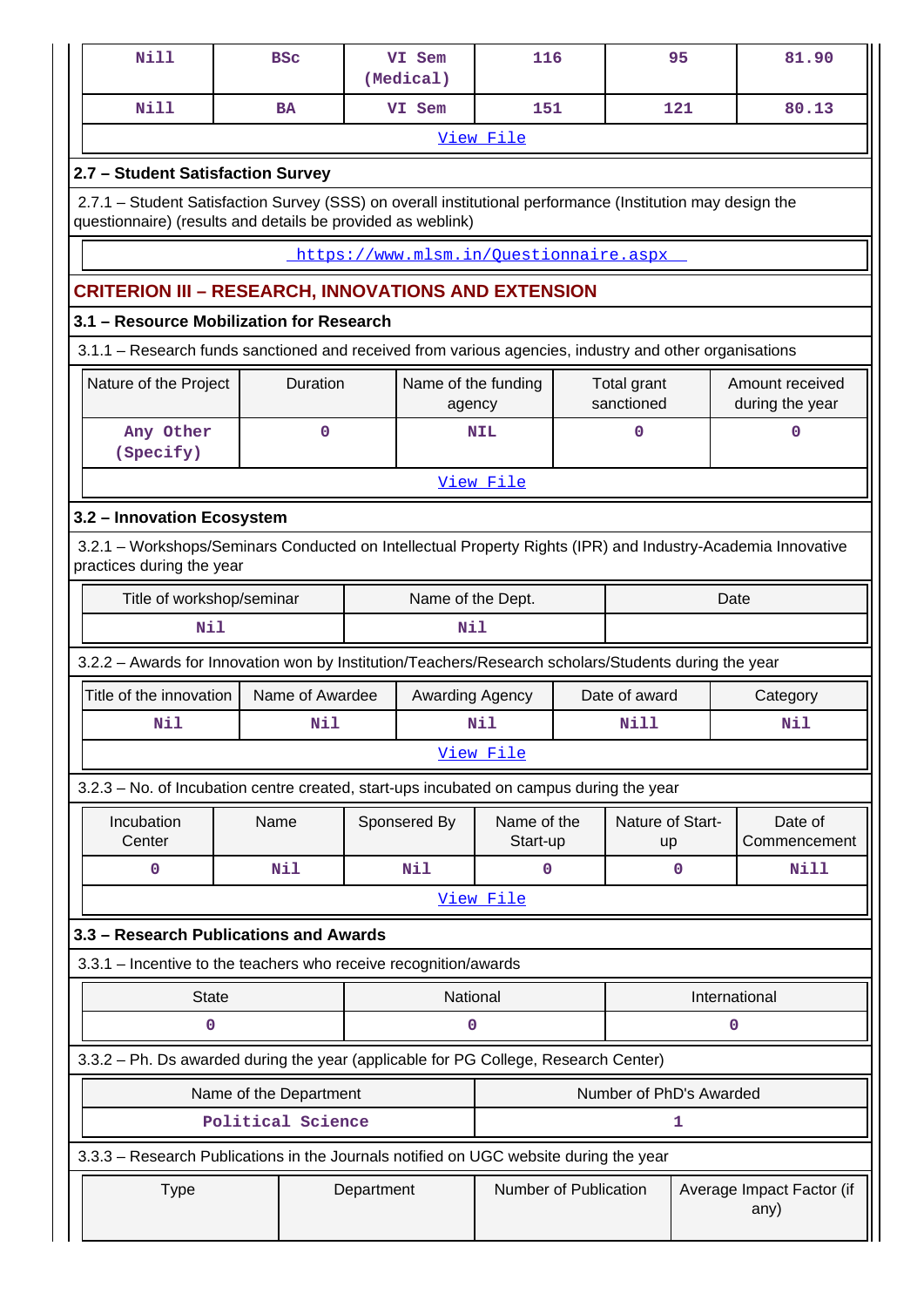| Nill | BSc | VI Sem (Medical) | 116 | 95 | 81.90 |
|---|---|---|---|---|---|
| Nill | BA | VI Sem | 151 | 121 | 80.13 |

View File

## 2.7 – Student Satisfaction Survey

2.7.1 – Student Satisfaction Survey (SSS) on overall institutional performance (Institution may design the questionnaire) (results and details be provided as weblink)

https://www.mlsm.in/Questionnaire.aspx

# CRITERION III – RESEARCH, INNOVATIONS AND EXTENSION

## 3.1 – Resource Mobilization for Research

3.1.1 – Research funds sanctioned and received from various agencies, industry and other organisations

| Nature of the Project | Duration | Name of the funding agency | Total grant sanctioned | Amount received during the year |
|---|---|---|---|---|
| Any Other (Specify) | 0 | NIL | 0 | 0 |

View File

## 3.2 – Innovation Ecosystem

3.2.1 – Workshops/Seminars Conducted on Intellectual Property Rights (IPR) and Industry-Academia Innovative practices during the year

| Title of workshop/seminar | Name of the Dept. | Date |
|---|---|---|
| Nil | Nil | |

3.2.2 – Awards for Innovation won by Institution/Teachers/Research scholars/Students during the year

| Title of the innovation | Name of Awardee | Awarding Agency | Date of award | Category |
|---|---|---|---|---|
| Nil | Nil | Nil | Nill | Nil |

View File

3.2.3 – No. of Incubation centre created, start-ups incubated on campus during the year

| Incubation Center | Name | Sponsered By | Name of the Start-up | Nature of Start-up | Date of Commencement |
|---|---|---|---|---|---|
| 0 | Nil | Nil | 0 | 0 | Nill |

View File

## 3.3 – Research Publications and Awards

3.3.1 – Incentive to the teachers who receive recognition/awards

| State | National | International |
|---|---|---|
| 0 | 0 | 0 |

3.3.2 – Ph. Ds awarded during the year (applicable for PG College, Research Center)

| Name of the Department | Number of PhD's Awarded |
|---|---|
| Political Science | 1 |

3.3.3 – Research Publications in the Journals notified on UGC website during the year

| Type | Department | Number of Publication | Average Impact Factor (if any) |
|---|---|---|---|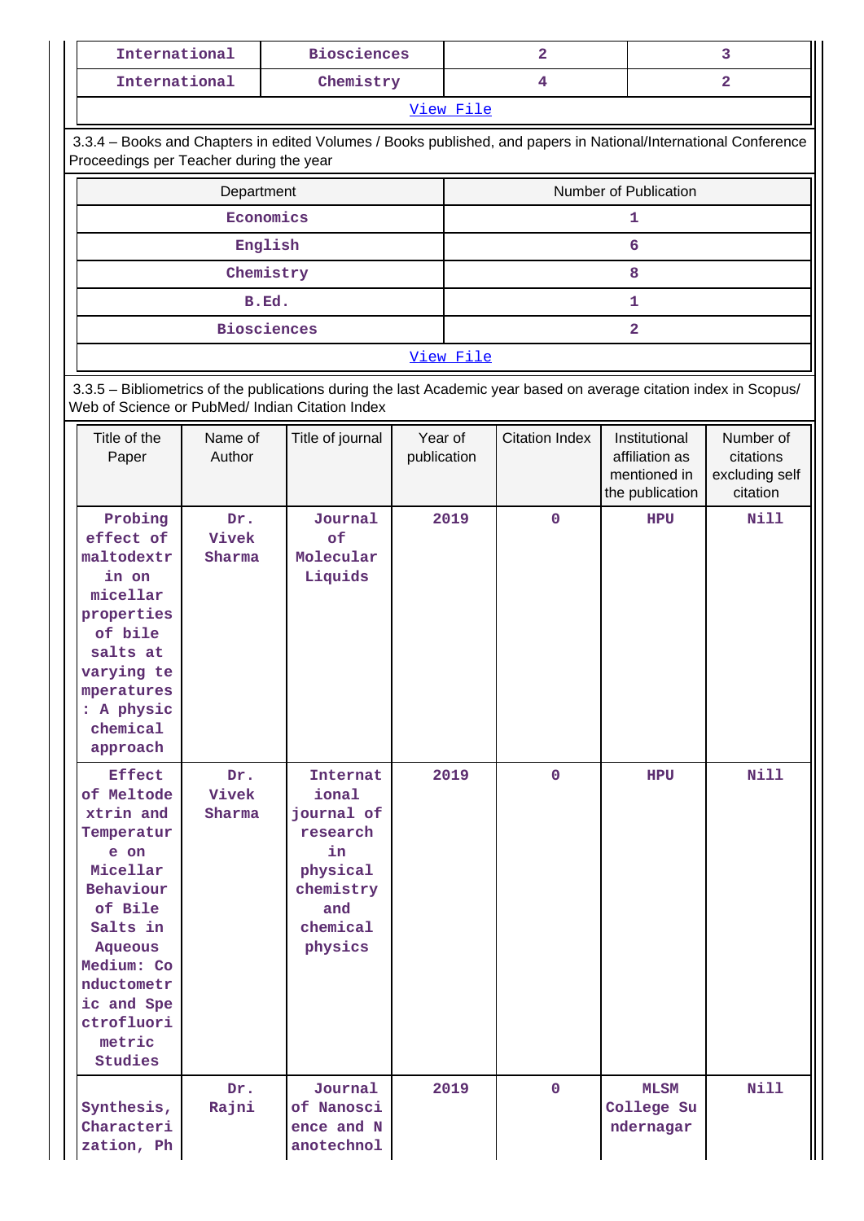| International | Biosciences | 2 | 3 |
|---|---|---|---|
| International | Chemistry | 4 | 2 |
| View File | | | |

3.3.4 – Books and Chapters in edited Volumes / Books published, and papers in National/International Conference Proceedings per Teacher during the year

| Department | Number of Publication |
|---|---|
| Economics | 1 |
| English | 6 |
| Chemistry | 8 |
| B.Ed. | 1 |
| Biosciences | 2 |
| View File | |

3.3.5 – Bibliometrics of the publications during the last Academic year based on average citation index in Scopus/ Web of Science or PubMed/ Indian Citation Index

| Title of the Paper | Name of Author | Title of journal | Year of publication | Citation Index | Institutional affiliation as mentioned in the publication | Number of citations excluding self citation |
|---|---|---|---|---|---|---|
| Probing effect of maltodextrin on micellar properties of bile salts at varying temperatures: A physicchemical approach | Dr. Vivek Sharma | Journal of Molecular Liquids | 2019 | 0 | HPU | Nill |
| Effect of Meltodextrin and Temperature on Micellar Behaviour of Bile Salts in Aqueous Medium: Conductometric and Spectrofluorimetric Studies | Dr. Vivek Sharma | International journal of research in physical chemistry and chemical physics | 2019 | 0 | HPU | Nill |
| Synthesis, Characterization, Ph | Dr. Rajni | Journal of Nanoscience and Nanotechnol | 2019 | 0 | MLSM College Sundernagar | Nill |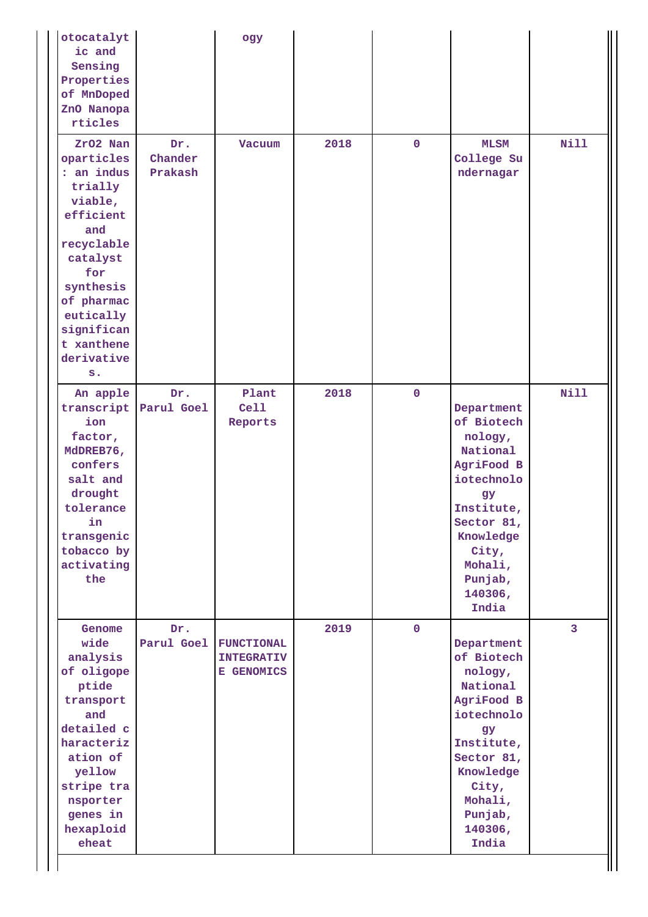| | | | | | | |
|---|---|---|---|---|---|---|
| otocatalytic and Sensing Properties of MnDoped ZnO Nanoparticles | | ogy | | | | |
| ZrO2 Nanoparticles : an industrially viable, efficient and recyclable catalyst for synthesis of pharmaceutically significant xanthene derivatives. | Dr. Chander Prakash | Vacuum | 2018 | 0 | MLSM College Sundernagar | Nill |
| An apple transcription factor, MdDREB76, confers salt and drought tolerance in transgenic tobacco by activating the | Dr. Parul Goel | Plant Cell Reports | 2018 | 0 | Department of Biotechnology, National AgriFood Biotechnology Institute, Sector 81, Knowledge City, Mohali, Punjab, 140306, India | Nill |
| Genome wide analysis of oligopeptide transport and detailed characterization of yellow stripe transporter genes in hexaploid wheat | Dr. Parul Goel | FUNCTIONAL INTEGRATIVE GENOMICS | 2019 | 0 | Department of Biotechnology, National AgriFood Biotechnology Institute, Sector 81, Knowledge City, Mohali, Punjab, 140306, India | 3 |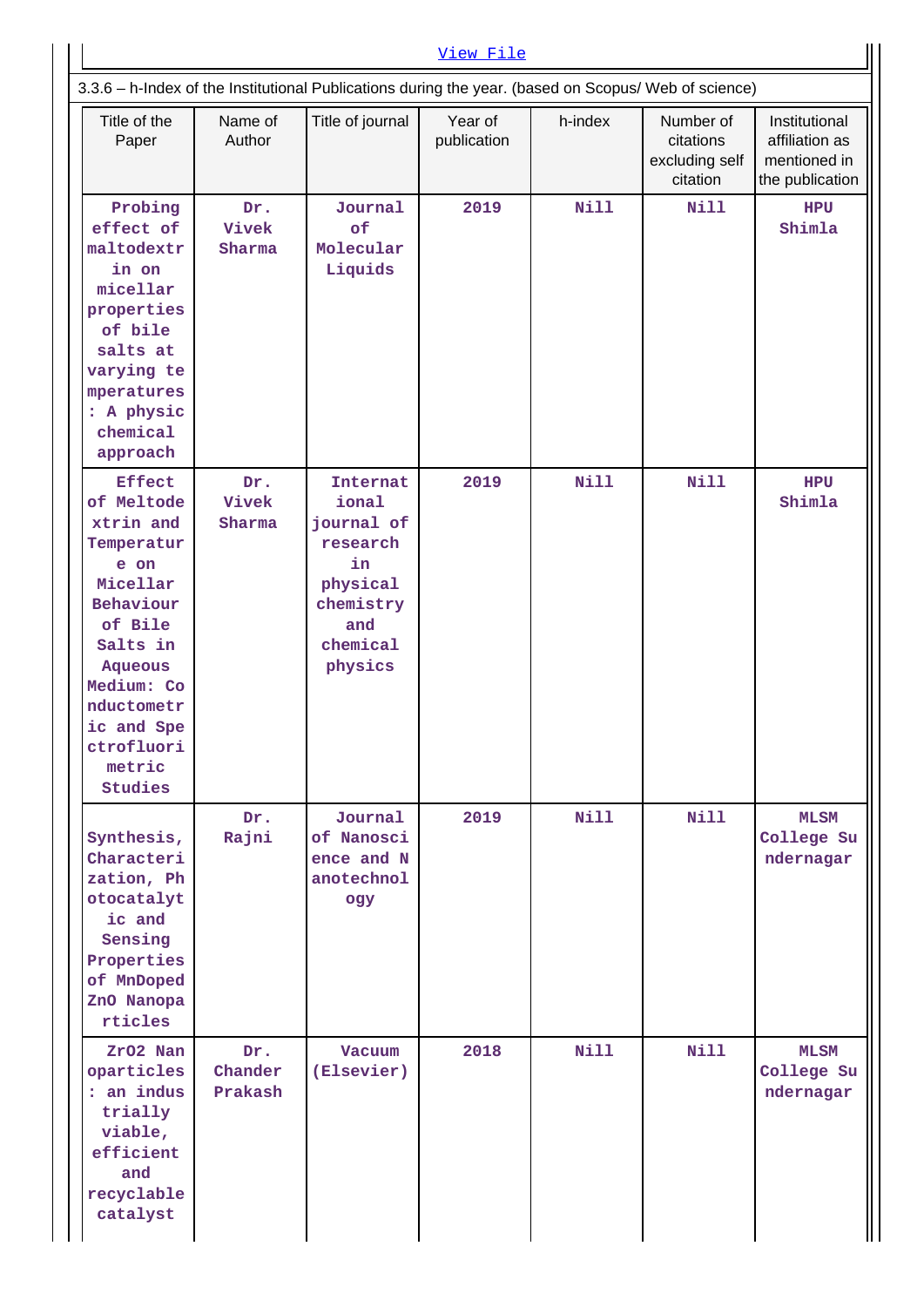[View File](#)

3.3.6 – h-Index of the Institutional Publications during the year. (based on Scopus/ Web of science)

| Title of the Paper | Name of Author | Title of journal | Year of publication | h-index | Number of citations excluding self citation | Institutional affiliation as mentioned in the publication |
|---|---|---|---|---|---|---|
| Probing effect of maltodextrin on micellar properties of bile salts at varying temperatures : A physic chemical approach | Dr. Vivek Sharma | Journal of Molecular Liquids | 2019 | Nill | Nill | HPU Shimla |
| Effect of Meltodextrin and Temperature on Micellar Behaviour of Bile Salts in Aqueous Medium: Conductometric and Spectrofluorimetric Studies | Dr. Vivek Sharma | International journal of research in physical chemistry and chemical physics | 2019 | Nill | Nill | HPU Shimla |
| Synthesis, Characterization, Photocatalytic and Sensing Properties of MnDoped ZnO Nanoparticles | Dr. Rajni | Journal of Nanoscience and Nanotechnology | 2019 | Nill | Nill | MLSM College Sundernagar |
| ZrO2 Nanoparticles : an industrially viable, efficient and recyclable catalyst | Dr. Chander Prakash | Vacuum (Elsevier) | 2018 | Nill | Nill | MLSM College Sundernagar |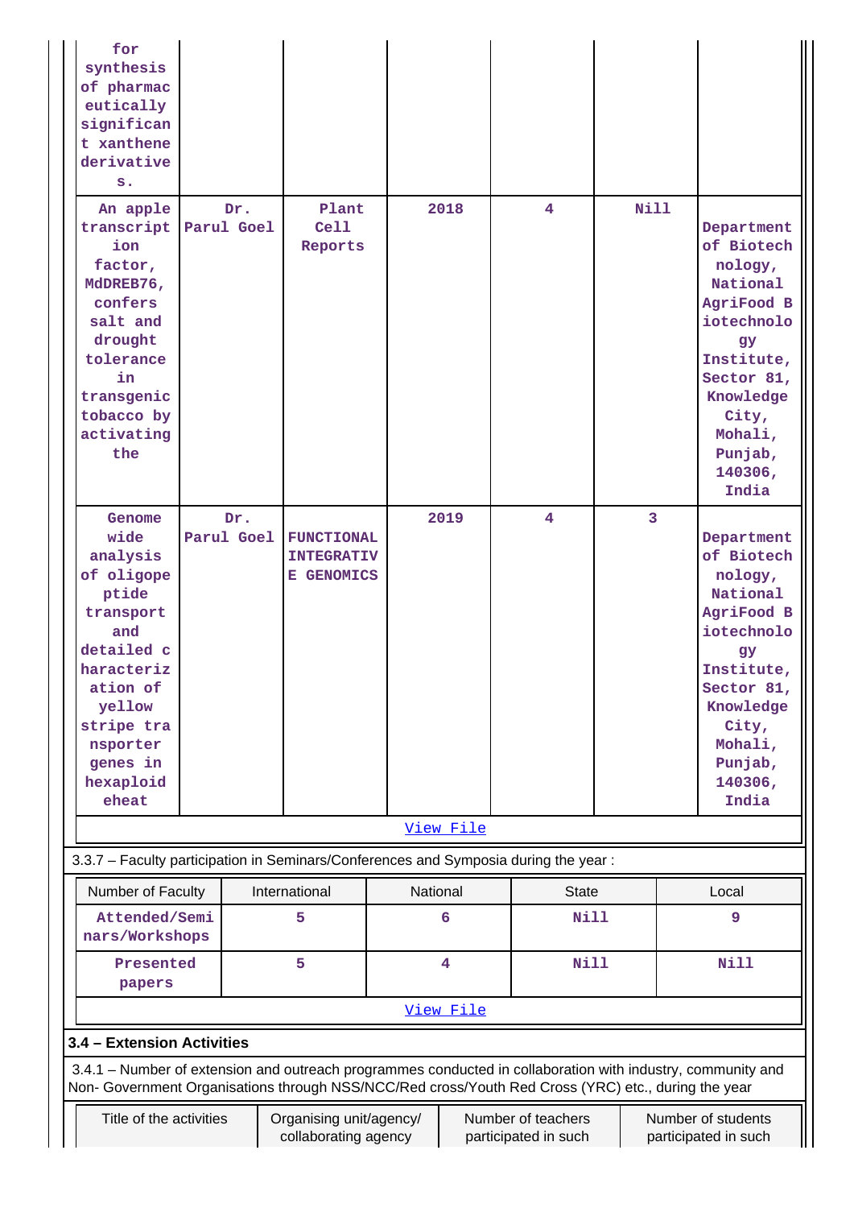| | | | | | | |
|---|---|---|---|---|---|---|
| for synthesis of pharmaceutically significant xanthene derivatives. | | | | | | |
| An apple transcription factor, MdDREB76, confers salt and drought tolerance in transgenic tobacco by activating the | Dr. Parul Goel | Plant Cell Reports | 2018 | 4 | Nill | Department of Biotechnology, National AgriFood Biotechnology Institute, Sector 81, Knowledge City, Mohali, Punjab, 140306, India |
| Genome wide analysis of oligopeptide transport and detailed characterization of yellow stripe transporter genes in hexaploid eheat | Dr. Parul Goel | FUNCTIONAL INTEGRATIVE GENOMICS | 2019 | 4 | 3 | Department of Biotechnology, National AgriFood Biotechnology Institute, Sector 81, Knowledge City, Mohali, Punjab, 140306, India |

View File

3.3.7 – Faculty participation in Seminars/Conferences and Symposia during the year :

| Number of Faculty | International | National | State | Local |
|---|---|---|---|---|
| Attended/Seminars/Workshops | 5 | 6 | Nill | 9 |
| Presented papers | 5 | 4 | Nill | Nill |

View File

**3.4 – Extension Activities**

3.4.1 – Number of extension and outreach programmes conducted in collaboration with industry, community and Non- Government Organisations through NSS/NCC/Red cross/Youth Red Cross (YRC) etc., during the year

| Title of the activities | Organising unit/agency/ collaborating agency | Number of teachers participated in such | Number of students participated in such |
|---|---|---|---|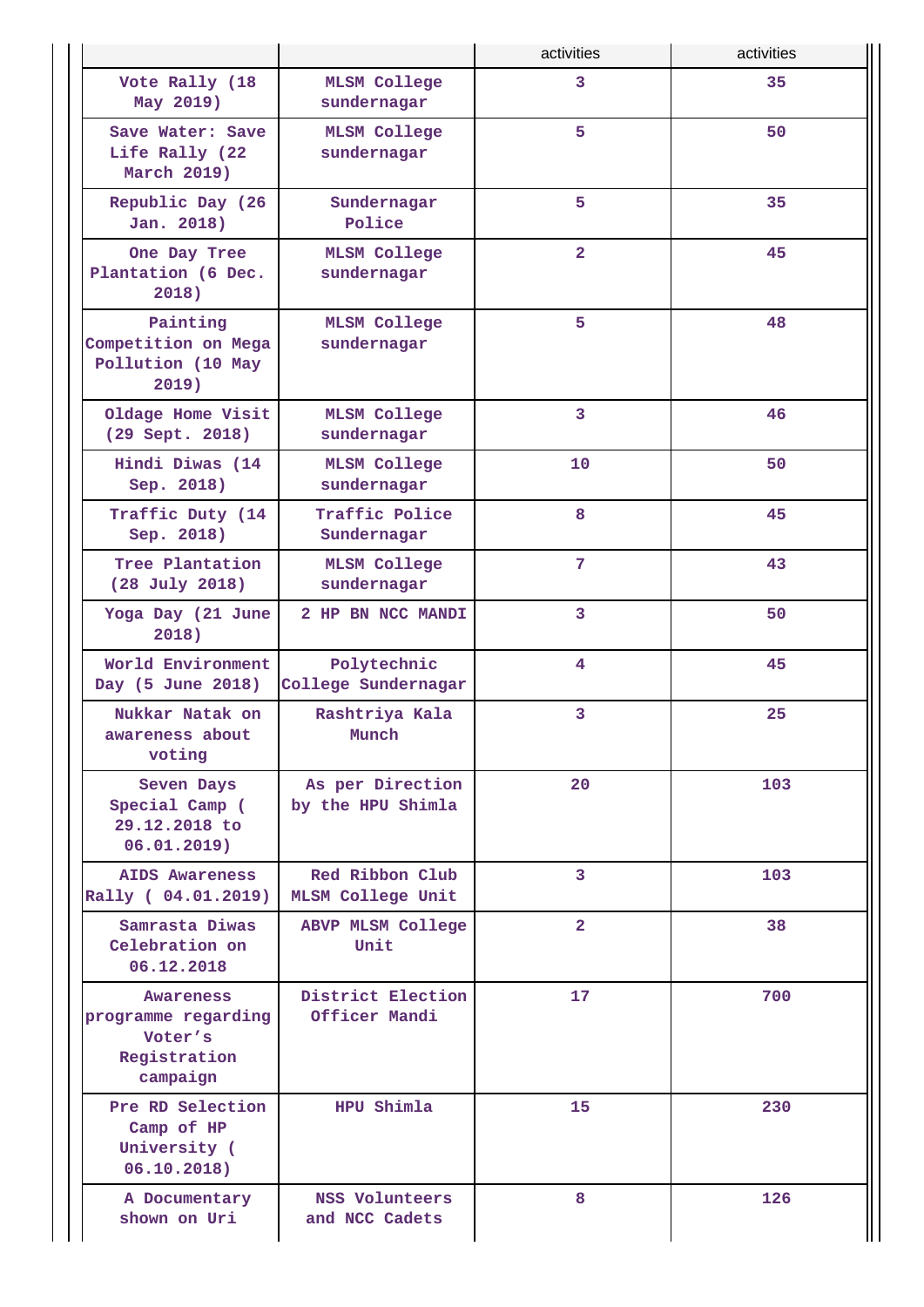| | | activities | activities |
|---|---|---|---|
| Vote Rally (18 May 2019) | MLSM College sundernagar | 3 | 35 |
| Save Water: Save Life Rally (22 March 2019) | MLSM College sundernagar | 5 | 50 |
| Republic Day (26 Jan. 2018) | Sundernagar Police | 5 | 35 |
| One Day Tree Plantation (6 Dec. 2018) | MLSM College sundernagar | 2 | 45 |
| Painting Competition on Mega Pollution (10 May 2019) | MLSM College sundernagar | 5 | 48 |
| Oldage Home Visit (29 Sept. 2018) | MLSM College sundernagar | 3 | 46 |
| Hindi Diwas (14 Sep. 2018) | MLSM College sundernagar | 10 | 50 |
| Traffic Duty (14 Sep. 2018) | Traffic Police Sundernagar | 8 | 45 |
| Tree Plantation (28 July 2018) | MLSM College sundernagar | 7 | 43 |
| Yoga Day (21 June 2018) | 2 HP BN NCC MANDI | 3 | 50 |
| World Environment Day (5 June 2018) | Polytechnic College Sundernagar | 4 | 45 |
| Nukkar Natak on awareness about voting | Rashtriya Kala Munch | 3 | 25 |
| Seven Days Special Camp ( 29.12.2018 to 06.01.2019) | As per Direction by the HPU Shimla | 20 | 103 |
| AIDS Awareness Rally ( 04.01.2019) | Red Ribbon Club MLSM College Unit | 3 | 103 |
| Samrasta Diwas Celebration on 06.12.2018 | ABVP MLSM College Unit | 2 | 38 |
| Awareness programme regarding Voter's Registration campaign | District Election Officer Mandi | 17 | 700 |
| Pre RD Selection Camp of HP University ( 06.10.2018) | HPU Shimla | 15 | 230 |
| A Documentary shown on Uri | NSS Volunteers and NCC Cadets | 8 | 126 |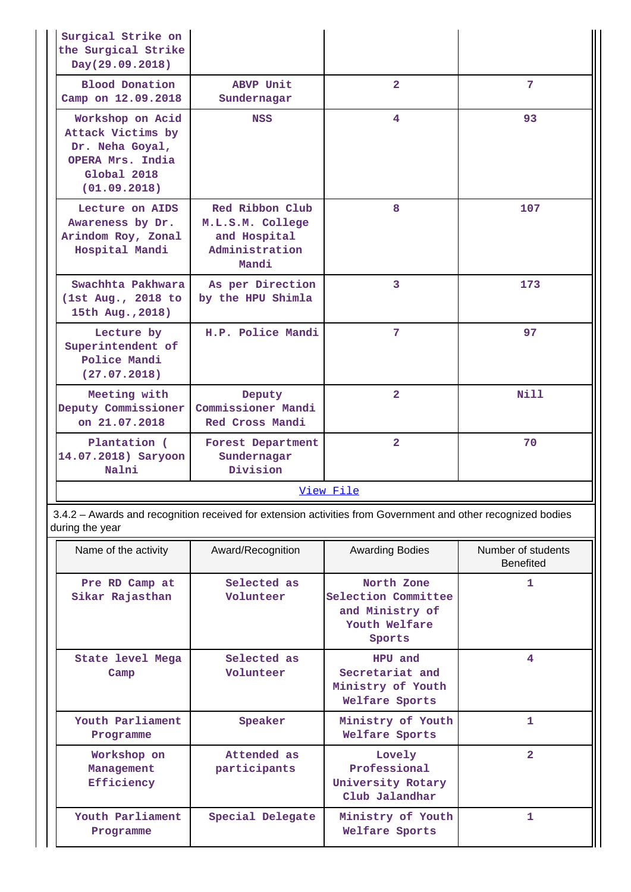| | | | |
|---|---|---|---|
| Surgical Strike on the Surgical Strike Day(29.09.2018) | | | |
| Blood Donation Camp on 12.09.2018 | ABVP Unit Sundernagar | 2 | 7 |
| Workshop on Acid Attack Victims by Dr. Neha Goyal, OPERA Mrs. India Global 2018 (01.09.2018) | NSS | 4 | 93 |
| Lecture on AIDS Awareness by Dr. Arindom Roy, Zonal Hospital Mandi | Red Ribbon Club M.L.S.M. College and Hospital Administration Mandi | 8 | 107 |
| Swachhta Pakhwara (1st Aug., 2018 to 15th Aug.,2018) | As per Direction by the HPU Shimla | 3 | 173 |
| Lecture by Superintendent of Police Mandi (27.07.2018) | H.P. Police Mandi | 7 | 97 |
| Meeting with Deputy Commissioner on 21.07.2018 | Deputy Commissioner Mandi Red Cross Mandi | 2 | Nill |
| Plantation ( 14.07.2018) Saryoon Nalni | Forest Department Sundernagar Division | 2 | 70 |

View File

3.4.2 – Awards and recognition received for extension activities from Government and other recognized bodies during the year

| Name of the activity | Award/Recognition | Awarding Bodies | Number of students Benefited |
|---|---|---|---|
| Pre RD Camp at Sikar Rajasthan | Selected as Volunteer | North Zone Selection Committee and Ministry of Youth Welfare Sports | 1 |
| State level Mega Camp | Selected as Volunteer | HPU and Secretariat and Ministry of Youth Welfare Sports | 4 |
| Youth Parliament Programme | Speaker | Ministry of Youth Welfare Sports | 1 |
| Workshop on Management Efficiency | Attended as participants | Lovely Professional University Rotary Club Jalandhar | 2 |
| Youth Parliament Programme | Special Delegate | Ministry of Youth Welfare Sports | 1 |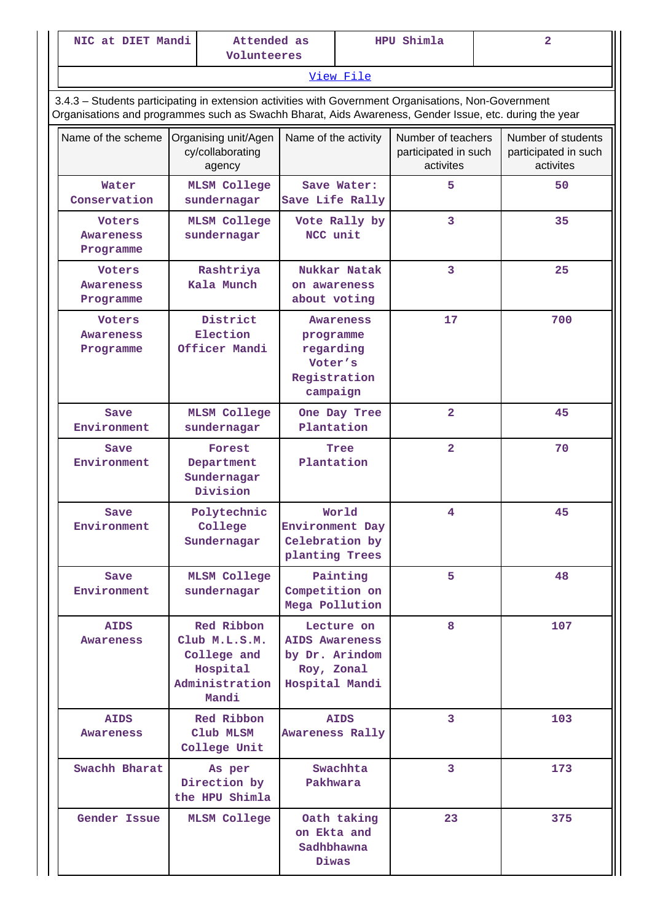| NIC at DIET Mandi | Attended as Volunteeres | HPU Shimla | 2 |
|---|---|---|---|

View File

3.4.3 – Students participating in extension activities with Government Organisations, Non-Government Organisations and programmes such as Swachh Bharat, Aids Awareness, Gender Issue, etc. during the year

| Name of the scheme | Organising unit/Agency/collaborating agency | Name of the activity | Number of teachers participated in such activites | Number of students participated in such activites |
|---|---|---|---|---|
| Water Conservation | MLSM College sundernagar | Save Water: Save Life Rally | 5 | 50 |
| Voters Awareness Programme | MLSM College sundernagar | Vote Rally by NCC unit | 3 | 35 |
| Voters Awareness Programme | Rashtriya Kala Munch | Nukkar Natak on awareness about voting | 3 | 25 |
| Voters Awareness Programme | District Election Officer Mandi | Awareness programme regarding Voter's Registration campaign | 17 | 700 |
| Save Environment | MLSM College sundernagar | One Day Tree Plantation | 2 | 45 |
| Save Environment | Forest Department Sundernagar Division | Tree Plantation | 2 | 70 |
| Save Environment | Polytechnic College Sundernagar | World Environment Day Celebration by planting Trees | 4 | 45 |
| Save Environment | MLSM College sundernagar | Painting Competition on Mega Pollution | 5 | 48 |
| AIDS Awareness | Red Ribbon Club M.L.S.M. College and Hospital Administration Mandi | Lecture on AIDS Awareness by Dr. Arindom Roy, Zonal Hospital Mandi | 8 | 107 |
| AIDS Awareness | Red Ribbon Club MLSM College Unit | AIDS Awareness Rally | 3 | 103 |
| Swachh Bharat | As per Direction by the HPU Shimla | Swachhta Pakhwara | 3 | 173 |
| Gender Issue | MLSM College | Oath taking on Ekta and Sadhbhawna Diwas | 23 | 375 |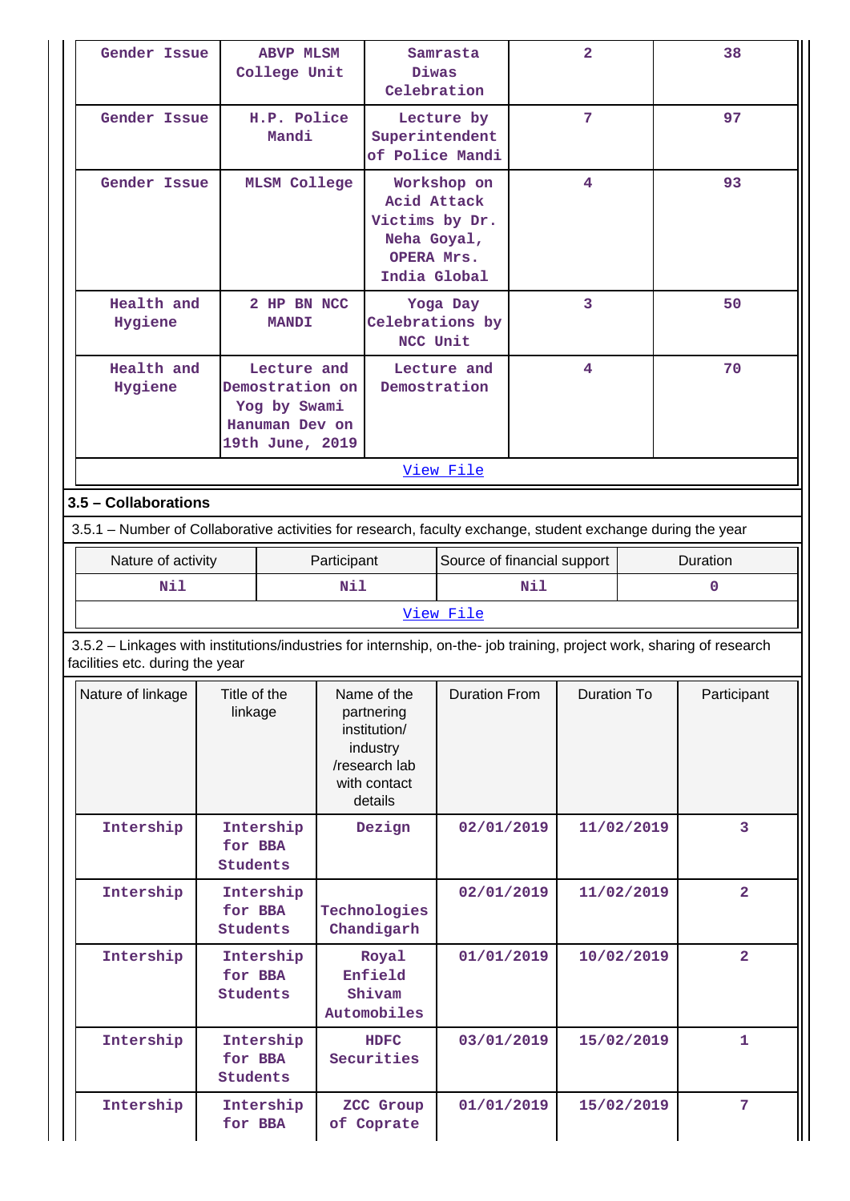| Gender Issue | ABVP MLSM College Unit | Samrasta Diwas Celebration | 2 | 38 |
|---|---|---|---|---|
| Gender Issue | H.P. Police Mandi | Lecture by Superintendent of Police Mandi | 7 | 97 |
| Gender Issue | MLSM College | Workshop on Acid Attack Victims by Dr. Neha Goyal, OPERA Mrs. India Global | 4 | 93 |
| Health and Hygiene | 2 HP BN NCC MANDI | Yoga Day Celebrations by NCC Unit | 3 | 50 |
| Health and Hygiene | Lecture and Demostration on Yog by Swami Hanuman Dev on 19th June, 2019 | Lecture and Demostration | 4 | 70 |

View File

**3.5 – Collaborations**

3.5.1 – Number of Collaborative activities for research, faculty exchange, student exchange during the year

| Nature of activity | Participant | Source of financial support | Duration |
|---|---|---|---|
| Nil | Nil | Nil | 0 |

View File

3.5.2 – Linkages with institutions/industries for internship, on-the- job training, project work, sharing of research facilities etc. during the year

| Nature of linkage | Title of the linkage | Name of the partnering institution/ industry /research lab with contact details | Duration From | Duration To | Participant |
|---|---|---|---|---|---|
| Intership | Intership for BBA Students | Dezign | 02/01/2019 | 11/02/2019 | 3 |
| Intership | Intership for BBA Students | Technologies Chandigarh | 02/01/2019 | 11/02/2019 | 2 |
| Intership | Intership for BBA Students | Royal Enfield Shivam Automobiles | 01/01/2019 | 10/02/2019 | 2 |
| Intership | Intership for BBA Students | HDFC Securities | 03/01/2019 | 15/02/2019 | 1 |
| Intership | Intership for BBA | ZCC Group of Coprate | 01/01/2019 | 15/02/2019 | 7 |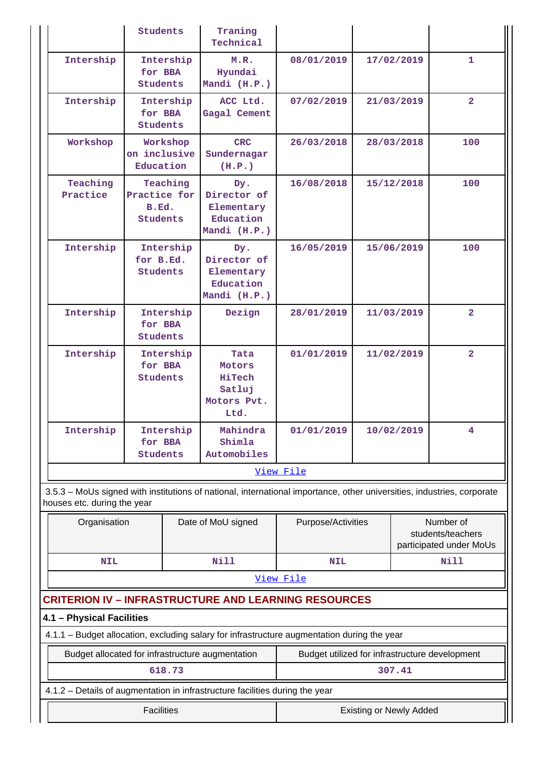| | Students | Traning Technical | | | |
|---|---|---|---|---|---|
| Intership | Intership for BBA Students | M.R. Hyundai Mandi (H.P.) | 08/01/2019 | 17/02/2019 | 1 |
| Intership | Intership for BBA Students | ACC Ltd. Gagal Cement | 07/02/2019 | 21/03/2019 | 2 |
| Workshop | Workshop on inclusive Education | CRC Sundernagar (H.P.) | 26/03/2018 | 28/03/2018 | 100 |
| Teaching Practice | Teaching Practice for B.Ed. Students | Dy. Director of Elementary Education Mandi (H.P.) | 16/08/2018 | 15/12/2018 | 100 |
| Intership | Intership for B.Ed. Students | Dy. Director of Elementary Education Mandi (H.P.) | 16/05/2019 | 15/06/2019 | 100 |
| Intership | Intership for BBA Students | Dezign | 28/01/2019 | 11/03/2019 | 2 |
| Intership | Intership for BBA Students | Tata Motors HiTech Satluj Motors Pvt. Ltd. | 01/01/2019 | 11/02/2019 | 2 |
| Intership | Intership for BBA Students | Mahindra Shimla Automobiles | 01/01/2019 | 10/02/2019 | 4 |

View File

3.5.3 – MoUs signed with institutions of national, international importance, other universities, industries, corporate houses etc. during the year

| Organisation | Date of MoU signed | Purpose/Activities | Number of students/teachers participated under MoUs |
|---|---|---|---|
| NIL | Nill | NIL | Nill |

View File

## CRITERION IV – INFRASTRUCTURE AND LEARNING RESOURCES

### 4.1 – Physical Facilities

4.1.1 – Budget allocation, excluding salary for infrastructure augmentation during the year

| Budget allocated for infrastructure augmentation | Budget utilized for infrastructure development |
|---|---|
| 618.73 | 307.41 |

4.1.2 – Details of augmentation in infrastructure facilities during the year

| Facilities | Existing or Newly Added |
|---|---|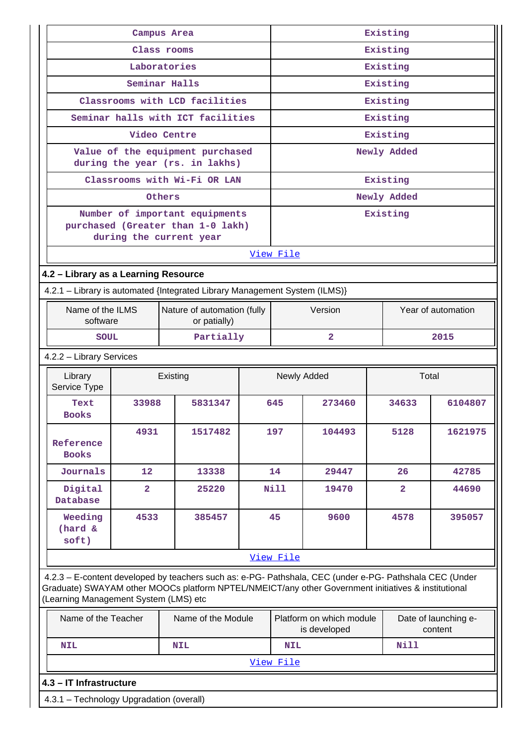| Campus Area | Existing |
|---|---|
| Class rooms | Existing |
| Laboratories | Existing |
| Seminar Halls | Existing |
| Classrooms with LCD facilities | Existing |
| Seminar halls with ICT facilities | Existing |
| Video Centre | Existing |
| Value of the equipment purchased during the year (rs. in lakhs) | Newly Added |
| Classrooms with Wi-Fi OR LAN | Existing |
| Others | Newly Added |
| Number of important equipments purchased (Greater than 1-0 lakh) during the current year | Existing |

View File

## 4.2 – Library as a Learning Resource

4.2.1 – Library is automated {Integrated Library Management System (ILMS)}

| Name of the ILMS software | Nature of automation (fully or patially) | Version | Year of automation |
|---|---|---|---|
| SOUL | Partially | 2 | 2015 |

4.2.2 – Library Services

| Library Service Type | Existing | | Newly Added | | Total | |
|---|---|---|---|---|---|---|
| Text Books | 33988 | 5831347 | 645 | 273460 | 34633 | 6104807 |
| Reference Books | 4931 | 1517482 | 197 | 104493 | 5128 | 1621975 |
| Journals | 12 | 13338 | 14 | 29447 | 26 | 42785 |
| Digital Database | 2 | 25220 | Nill | 19470 | 2 | 44690 |
| Weeding (hard & soft) | 4533 | 385457 | 45 | 9600 | 4578 | 395057 |

View File

4.2.3 – E-content developed by teachers such as: e-PG- Pathshala, CEC (under e-PG- Pathshala CEC (Under Graduate) SWAYAM other MOOCs platform NPTEL/NMEICT/any other Government initiatives & institutional (Learning Management System (LMS) etc

| Name of the Teacher | Name of the Module | Platform on which module is developed | Date of launching e-content |
|---|---|---|---|
| NIL | NIL | NIL | Nill |

View File

## 4.3 – IT Infrastructure

4.3.1 – Technology Upgradation (overall)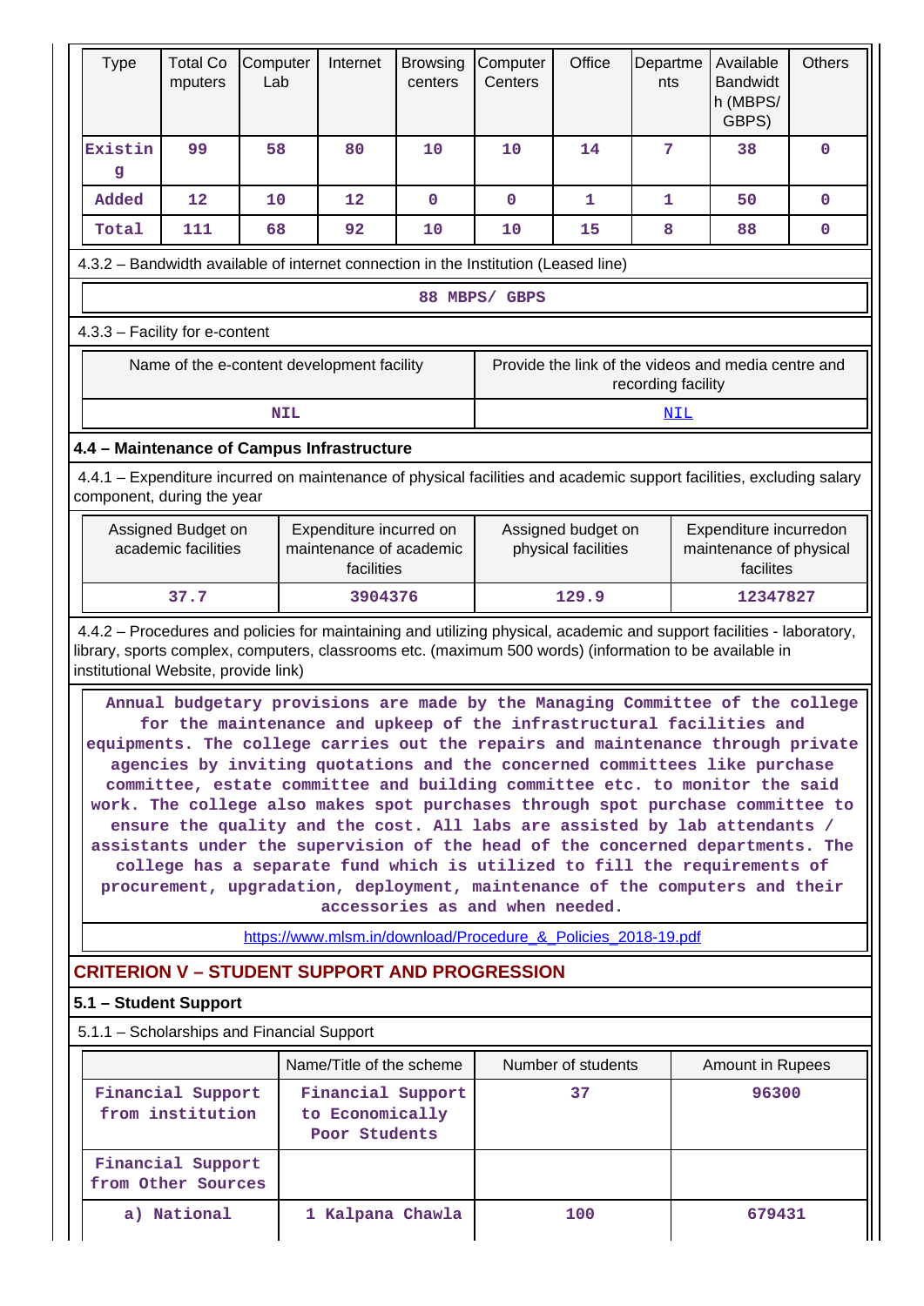| Type | Total Computers | Computer Lab | Internet | Browsing centers | Computer Centers | Office | Departments | Available Bandwidth (MBPS/ GBPS) | Others |
|---|---|---|---|---|---|---|---|---|---|
| Existing | 99 | 58 | 80 | 10 | 10 | 14 | 7 | 38 | 0 |
| Added | 12 | 10 | 12 | 0 | 0 | 1 | 1 | 50 | 0 |
| Total | 111 | 68 | 92 | 10 | 10 | 15 | 8 | 88 | 0 |

4.3.2 – Bandwidth available of internet connection in the Institution (Leased line)

88 MBPS/ GBPS

4.3.3 – Facility for e-content

| Name of the e-content development facility | Provide the link of the videos and media centre and recording facility |
|---|---|
| NIL | NIL |

**4.4 – Maintenance of Campus Infrastructure**

4.4.1 – Expenditure incurred on maintenance of physical facilities and academic support facilities, excluding salary component, during the year

| Assigned Budget on academic facilities | Expenditure incurred on maintenance of academic facilities | Assigned budget on physical facilities | Expenditure incurredon maintenance of physical facilites |
|---|---|---|---|
| 37.7 | 3904376 | 129.9 | 12347827 |

4.4.2 – Procedures and policies for maintaining and utilizing physical, academic and support facilities - laboratory, library, sports complex, computers, classrooms etc. (maximum 500 words) (information to be available in institutional Website, provide link)

Annual budgetary provisions are made by the Managing Committee of the college for the maintenance and upkeep of the infrastructural facilities and equipments. The college carries out the repairs and maintenance through private agencies by inviting quotations and the concerned committees like purchase committee, estate committee and building committee etc. to monitor the said work. The college also makes spot purchases through spot purchase committee to ensure the quality and the cost. All labs are assisted by lab attendants / assistants under the supervision of the head of the concerned departments. The college has a separate fund which is utilized to fill the requirements of procurement, upgradation, deployment, maintenance of the computers and their accessories as and when needed.

https://www.mlsm.in/download/Procedure_&_Policies_2018-19.pdf

## CRITERION V – STUDENT SUPPORT AND PROGRESSION

**5.1 – Student Support**

5.1.1 – Scholarships and Financial Support

| | Name/Title of the scheme | Number of students | Amount in Rupees |
|---|---|---|---|
| Financial Support from institution | Financial Support to Economically Poor Students | 37 | 96300 |
| Financial Support from Other Sources | | | |
| a) National | 1 Kalpana Chawla | 100 | 679431 |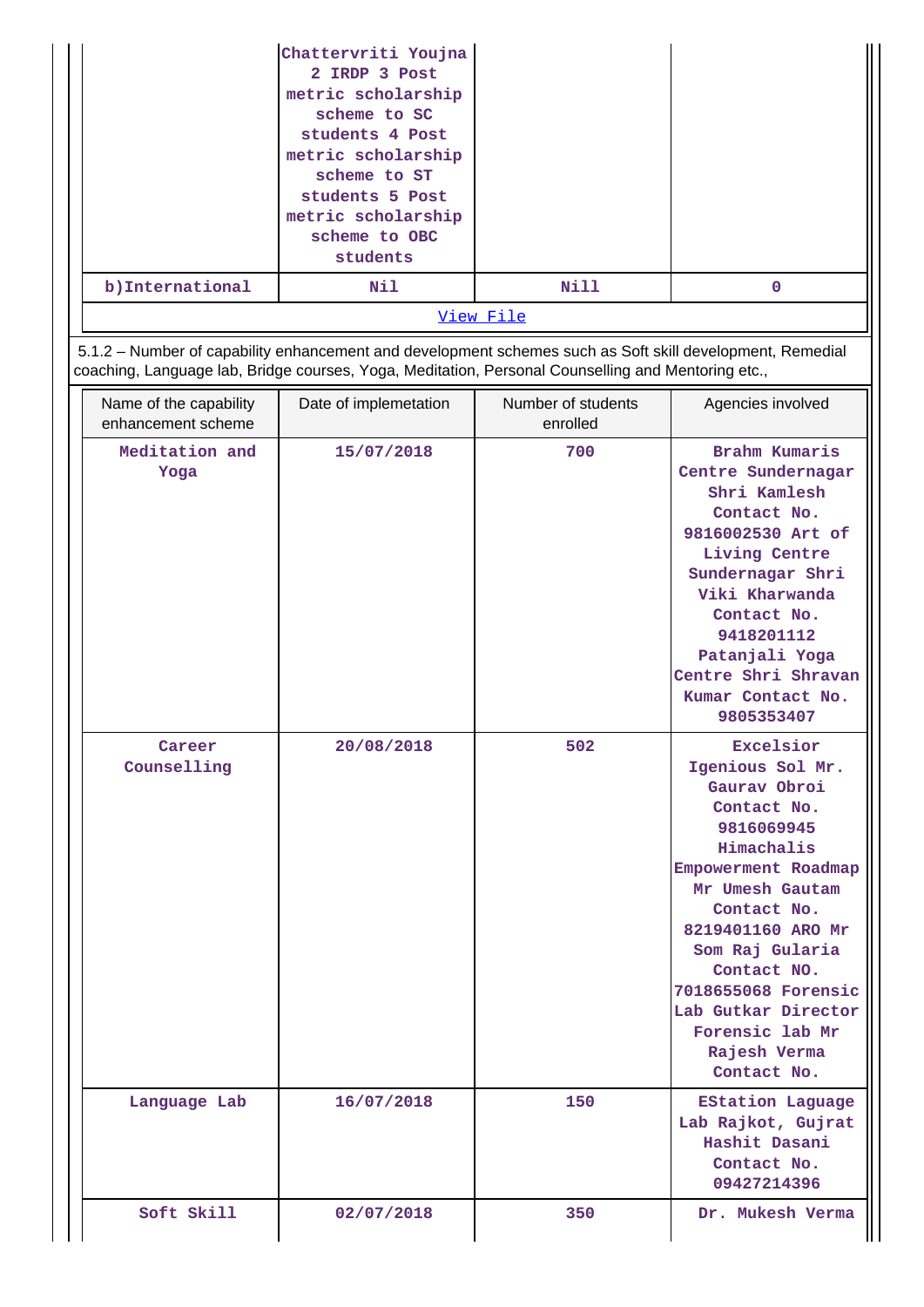| | Chattervriti Youjna 2 IRDP 3 Post metric scholarship scheme to SC students 4 Post metric scholarship scheme to ST students 5 Post metric scholarship scheme to OBC students | | |
|---|---|---|---|
| b)International | Nil | Nill | 0 |
| View File | | | |

5.1.2 – Number of capability enhancement and development schemes such as Soft skill development, Remedial coaching, Language lab, Bridge courses, Yoga, Meditation, Personal Counselling and Mentoring etc.,

| Name of the capability enhancement scheme | Date of implemetation | Number of students enrolled | Agencies involved |
|---|---|---|---|
| Meditation and Yoga | 15/07/2018 | 700 | Brahm Kumaris Centre Sundernagar Shri Kamlesh Contact No. 9816002530 Art of Living Centre Sundernagar Shri Viki Kharwanda Contact No. 9418201112 Patanjali Yoga Centre Shri Shravan Kumar Contact No. 9805353407 |
| Career Counselling | 20/08/2018 | 502 | Excelsior Igenious Sol Mr. Gaurav Obroi Contact No. 9816069945 Himachalis Empowerment Roadmap Mr Umesh Gautam Contact No. 8219401160 ARO Mr Som Raj Gularia Contact NO. 7018655068 Forensic Lab Gutkar Director Forensic lab Mr Rajesh Verma Contact No. |
| Language Lab | 16/07/2018 | 150 | EStation Laguage Lab Rajkot, Gujrat Hashit Dasani Contact No. 09427214396 |
| Soft Skill | 02/07/2018 | 350 | Dr. Mukesh Verma |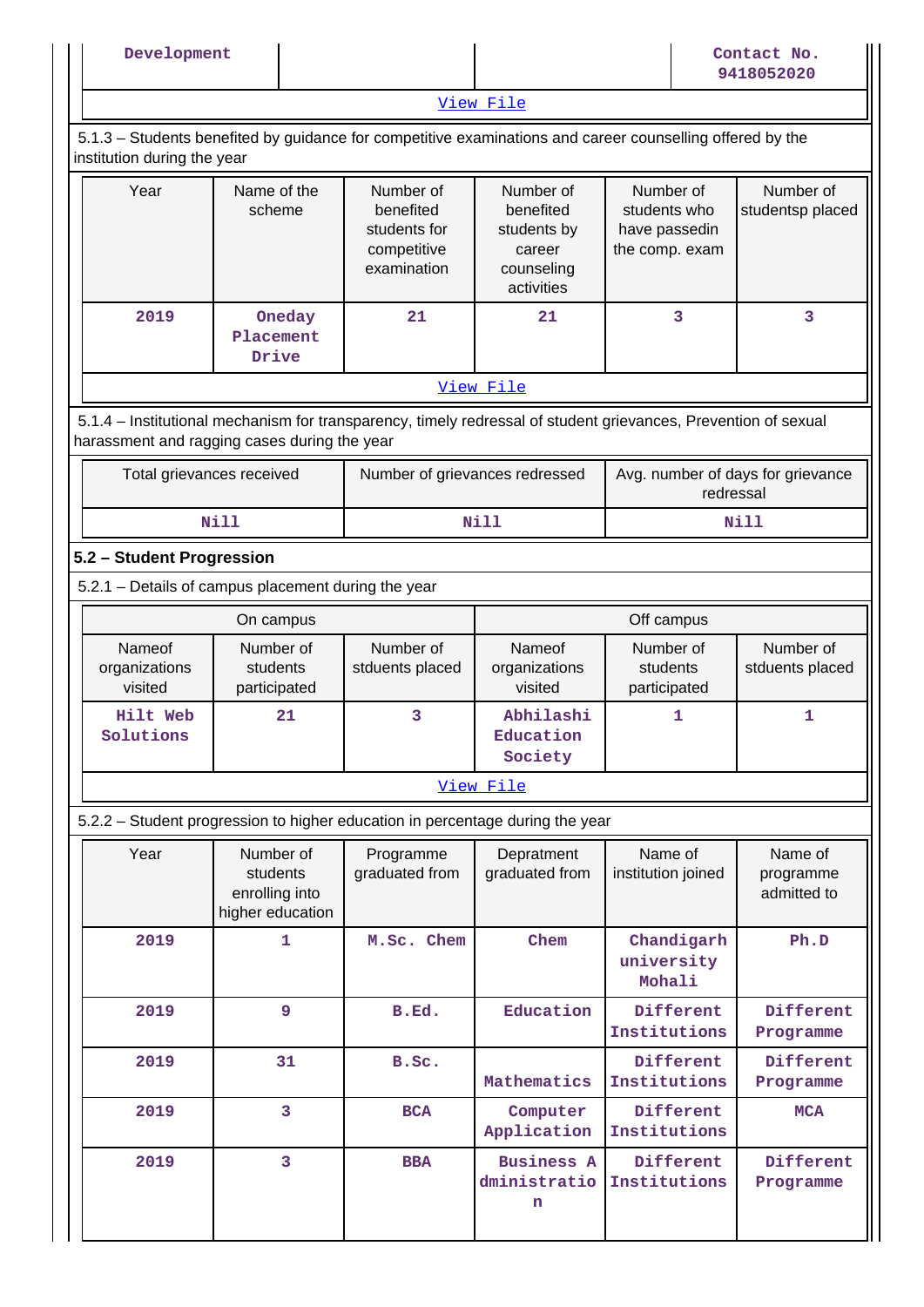| Development | | | Contact No. 9418052020 |
|---|---|---|---|

View File

5.1.3 – Students benefited by guidance for competitive examinations and career counselling offered by the institution during the year

| Year | Name of the scheme | Number of benefited students for competitive examination | Number of benefited students by career counseling activities | Number of students who have passedin the comp. exam | Number of studentsp placed |
|---|---|---|---|---|---|
| 2019 | Oneday Placement Drive | 21 | 21 | 3 | 3 |

View File

5.1.4 – Institutional mechanism for transparency, timely redressal of student grievances, Prevention of sexual harassment and ragging cases during the year

| Total grievances received | Number of grievances redressed | Avg. number of days for grievance redressal |
|---|---|---|
| Nill | Nill | Nill |

## 5.2 – Student Progression

5.2.1 – Details of campus placement during the year

| On campus | | | Off campus | | |
|---|---|---|---|---|---|
| Nameof organizations visited | Number of students participated | Number of stduents placed | Nameof organizations visited | Number of students participated | Number of stduents placed |
| Hilt Web Solutions | 21 | 3 | Abhilashi Education Society | 1 | 1 |

View File

5.2.2 – Student progression to higher education in percentage during the year

| Year | Number of students enrolling into higher education | Programme graduated from | Depratment graduated from | Name of institution joined | Name of programme admitted to |
|---|---|---|---|---|---|
| 2019 | 1 | M.Sc. Chem | Chem | Chandigarh university Mohali | Ph.D |
| 2019 | 9 | B.Ed. | Education | Different Institutions | Different Programme |
| 2019 | 31 | B.Sc. | Mathematics | Different Institutions | Different Programme |
| 2019 | 3 | BCA | Computer Application | Different Institutions | MCA |
| 2019 | 3 | BBA | Business Administration | Different Institutions | Different Programme |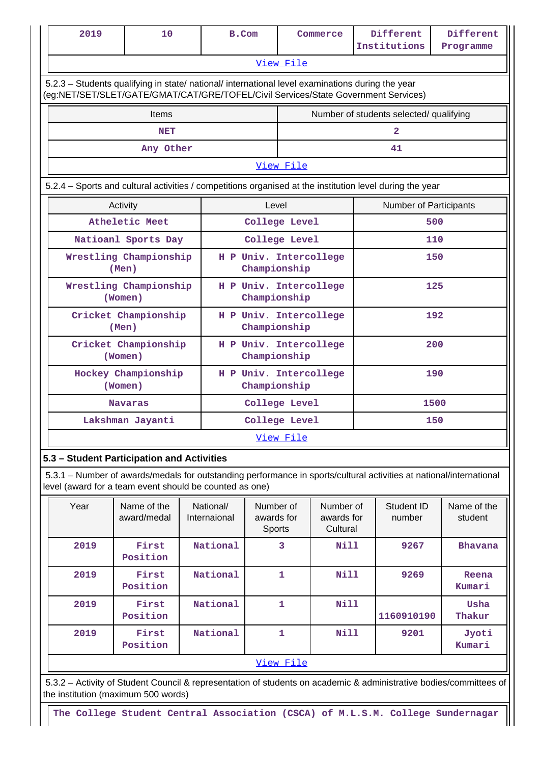| 2019 | 10 | B.Com | Commerce | Different Institutions | Different Programme |
|---|---|---|---|---|---|

View File

5.2.3 – Students qualifying in state/ national/ international level examinations during the year (eg:NET/SET/SLET/GATE/GMAT/CAT/GRE/TOFEL/Civil Services/State Government Services)

| Items | Number of students selected/ qualifying |
|---|---|
| NET | 2 |
| Any Other | 41 |

View File

5.2.4 – Sports and cultural activities / competitions organised at the institution level during the year

| Activity | Level | Number of Participants |
|---|---|---|
| Atheletic Meet | College Level | 500 |
| Natioanl Sports Day | College Level | 110 |
| Wrestling Championship (Men) | H P Univ. Intercollege Championship | 150 |
| Wrestling Championship (Women) | H P Univ. Intercollege Championship | 125 |
| Cricket Championship (Men) | H P Univ. Intercollege Championship | 192 |
| Cricket Championship (Women) | H P Univ. Intercollege Championship | 200 |
| Hockey Championship (Women) | H P Univ. Intercollege Championship | 190 |
| Navaras | College Level | 1500 |
| Lakshman Jayanti | College Level | 150 |

View File

## 5.3 – Student Participation and Activities

5.3.1 – Number of awards/medals for outstanding performance in sports/cultural activities at national/international level (award for a team event should be counted as one)

| Year | Name of the award/medal | National/ Internaional | Number of awards for Sports | Number of awards for Cultural | Student ID number | Name of the student |
|---|---|---|---|---|---|---|
| 2019 | First Position | National | 3 | Nill | 9267 | Bhavana |
| 2019 | First Position | National | 1 | Nill | 9269 | Reena Kumari |
| 2019 | First Position | National | 1 | Nill | 1160910190 | Usha Thakur |
| 2019 | First Position | National | 1 | Nill | 9201 | Jyoti Kumari |

View File

5.3.2 – Activity of Student Council & representation of students on academic & administrative bodies/committees of the institution (maximum 500 words)

The College Student Central Association (CSCA) of M.L.S.M. College Sundernagar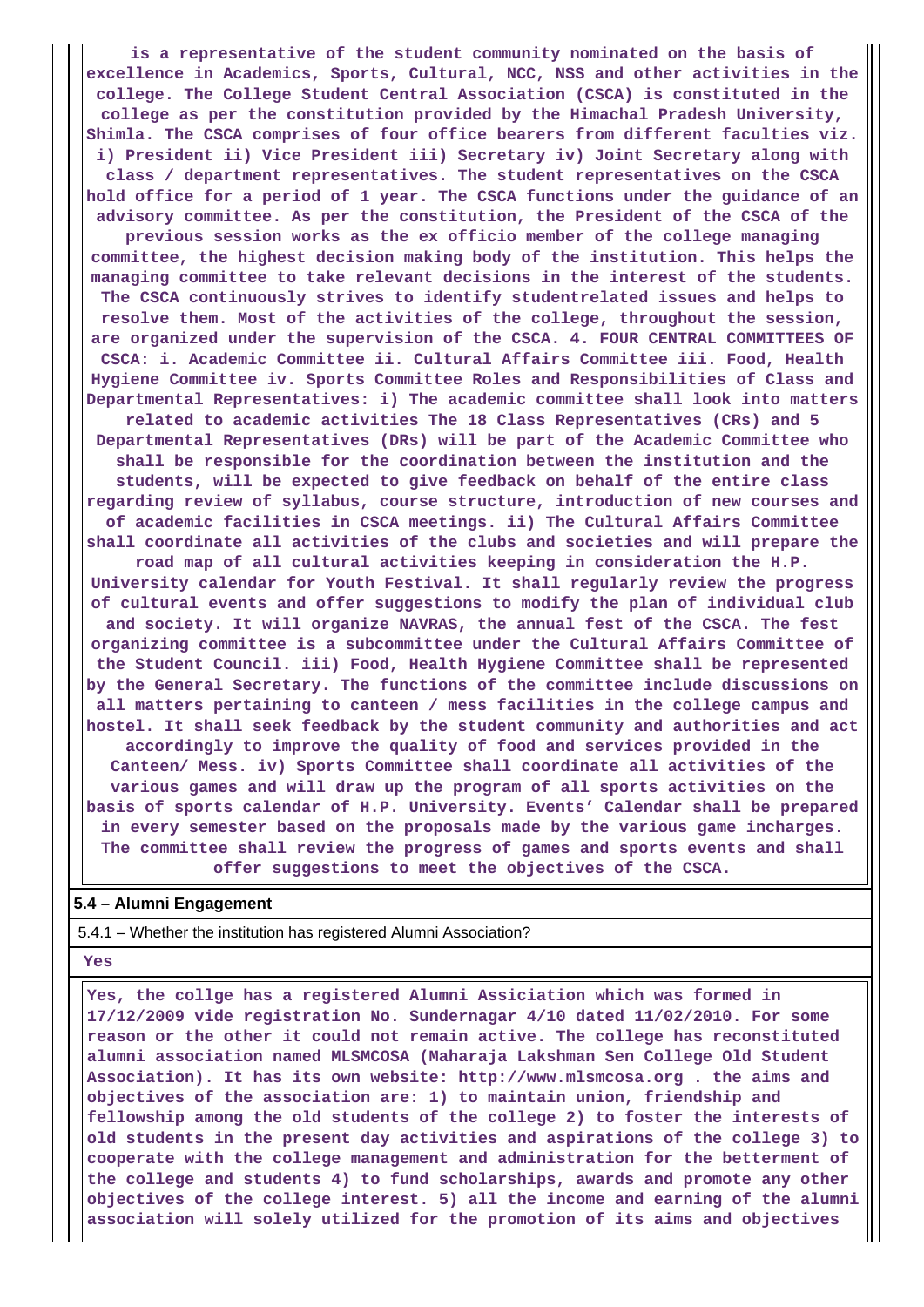**is a representative of the student community nominated on the basis of excellence in Academics, Sports, Cultural, NCC, NSS and other activities in the college. The College Student Central Association (CSCA) is constituted in the college as per the constitution provided by the Himachal Pradesh University, Shimla. The CSCA comprises of four office bearers from different faculties viz. i) President ii) Vice President iii) Secretary iv) Joint Secretary along with class / department representatives. The student representatives on the CSCA hold office for a period of 1 year. The CSCA functions under the guidance of an advisory committee. As per the constitution, the President of the CSCA of the previous session works as the ex officio member of the college managing committee, the highest decision making body of the institution. This helps the managing committee to take relevant decisions in the interest of the students. The CSCA continuously strives to identify studentrelated issues and helps to resolve them. Most of the activities of the college, throughout the session, are organized under the supervision of the CSCA. 4. FOUR CENTRAL COMMITTEES OF CSCA: i. Academic Committee ii. Cultural Affairs Committee iii. Food, Health Hygiene Committee iv. Sports Committee Roles and Responsibilities of Class and Departmental Representatives: i) The academic committee shall look into matters related to academic activities The 18 Class Representatives (CRs) and 5 Departmental Representatives (DRs) will be part of the Academic Committee who shall be responsible for the coordination between the institution and the students, will be expected to give feedback on behalf of the entire class regarding review of syllabus, course structure, introduction of new courses and of academic facilities in CSCA meetings. ii) The Cultural Affairs Committee shall coordinate all activities of the clubs and societies and will prepare the road map of all cultural activities keeping in consideration the H.P. University calendar for Youth Festival. It shall regularly review the progress of cultural events and offer suggestions to modify the plan of individual club and society. It will organize NAVRAS, the annual fest of the CSCA. The fest organizing committee is a subcommittee under the Cultural Affairs Committee of the Student Council. iii) Food, Health Hygiene Committee shall be represented by the General Secretary. The functions of the committee include discussions on all matters pertaining to canteen / mess facilities in the college campus and hostel. It shall seek feedback by the student community and authorities and act accordingly to improve the quality of food and services provided in the Canteen/ Mess. iv) Sports Committee shall coordinate all activities of the various games and will draw up the program of all sports activities on the basis of sports calendar of H.P. University. Events' Calendar shall be prepared in every semester based on the proposals made by the various game incharges. The committee shall review the progress of games and sports events and shall offer suggestions to meet the objectives of the CSCA.**

**5.4 – Alumni Engagement**

5.4.1 – Whether the institution has registered Alumni Association?

**Yes**

**Yes, the collge has a registered Alumni Association which was formed in 17/12/2009 vide registration No. Sundernagar 4/10 dated 11/02/2010. For some reason or the other it could not remain active. The college has reconstituted alumni association named MLSMCOSA (Maharaja Lakshman Sen College Old Student Association). It has its own website: http://www.mlsmcosa.org . the aims and objectives of the association are: 1) to maintain union, friendship and fellowship among the old students of the college 2) to foster the interests of old students in the present day activities and aspirations of the college 3) to cooperate with the college management and administration for the betterment of the college and students 4) to fund scholarships, awards and promote any other objectives of the college interest. 5) all the income and earning of the alumni association will solely utilized for the promotion of its aims and objectives**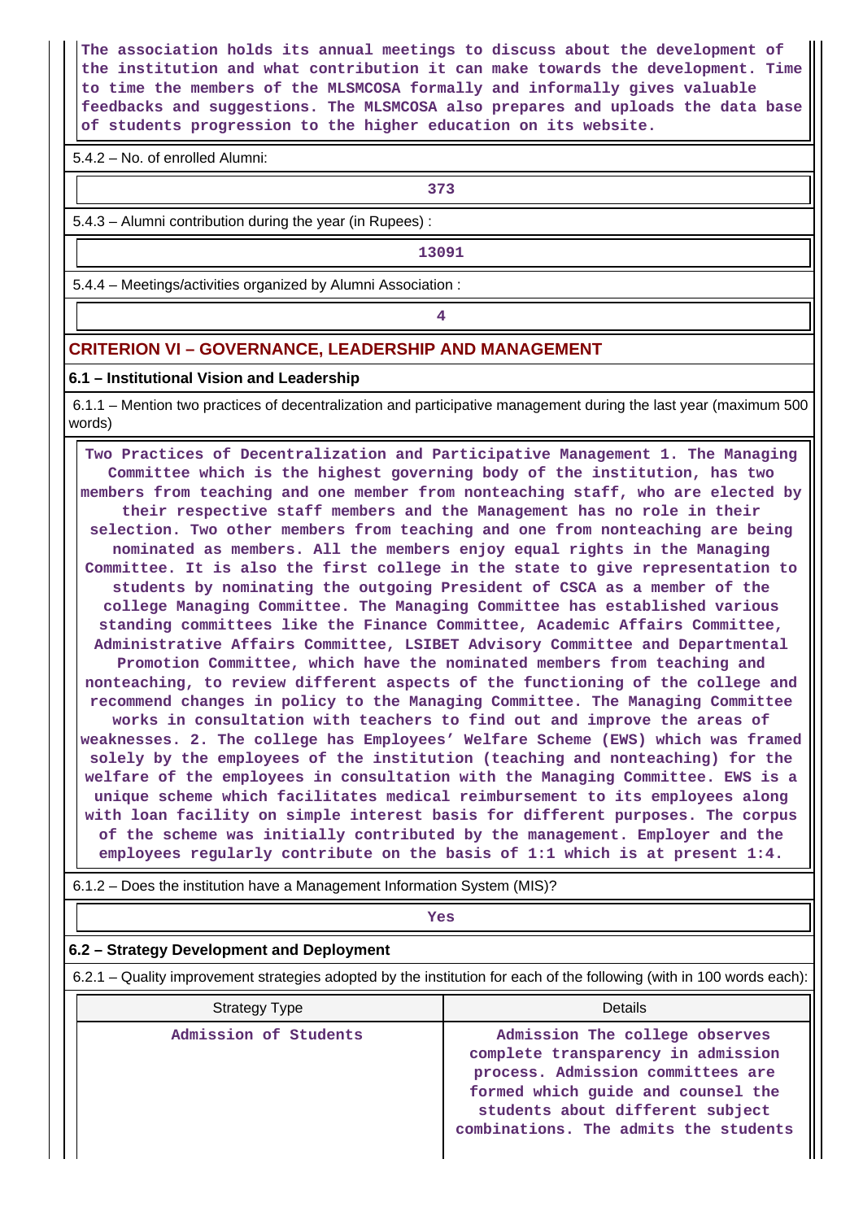The association holds its annual meetings to discuss about the development of the institution and what contribution it can make towards the development. Time to time the members of the MLSMCOSA formally and informally gives valuable feedbacks and suggestions. The MLSMCOSA also prepares and uploads the data base of students progression to the higher education on its website.

5.4.2 – No. of enrolled Alumni:

373

5.4.3 – Alumni contribution during the year (in Rupees) :

13091

5.4.4 – Meetings/activities organized by Alumni Association :

4

## CRITERION VI – GOVERNANCE, LEADERSHIP AND MANAGEMENT

### 6.1 – Institutional Vision and Leadership

6.1.1 – Mention two practices of decentralization and participative management during the last year (maximum 500 words)

Two Practices of Decentralization and Participative Management 1. The Managing Committee which is the highest governing body of the institution, has two members from teaching and one member from nonteaching staff, who are elected by their respective staff members and the Management has no role in their selection. Two other members from teaching and one from nonteaching are being nominated as members. All the members enjoy equal rights in the Managing Committee. It is also the first college in the state to give representation to students by nominating the outgoing President of CSCA as a member of the college Managing Committee. The Managing Committee has established various standing committees like the Finance Committee, Academic Affairs Committee, Administrative Affairs Committee, LSIBET Advisory Committee and Departmental Promotion Committee, which have the nominated members from teaching and nonteaching, to review different aspects of the functioning of the college and recommend changes in policy to the Managing Committee. The Managing Committee works in consultation with teachers to find out and improve the areas of weaknesses. 2. The college has Employees' Welfare Scheme (EWS) which was framed solely by the employees of the institution (teaching and nonteaching) for the welfare of the employees in consultation with the Managing Committee. EWS is a unique scheme which facilitates medical reimbursement to its employees along with loan facility on simple interest basis for different purposes. The corpus of the scheme was initially contributed by the management. Employer and the employees regularly contribute on the basis of 1:1 which is at present 1:4.

6.1.2 – Does the institution have a Management Information System (MIS)?

Yes

### 6.2 – Strategy Development and Deployment

6.2.1 – Quality improvement strategies adopted by the institution for each of the following (with in 100 words each):

| Strategy Type | Details |
|---|---|
| Admission of Students | Admission The college observes complete transparency in admission process. Admission committees are formed which guide and counsel the students about different subject combinations. The admits the students |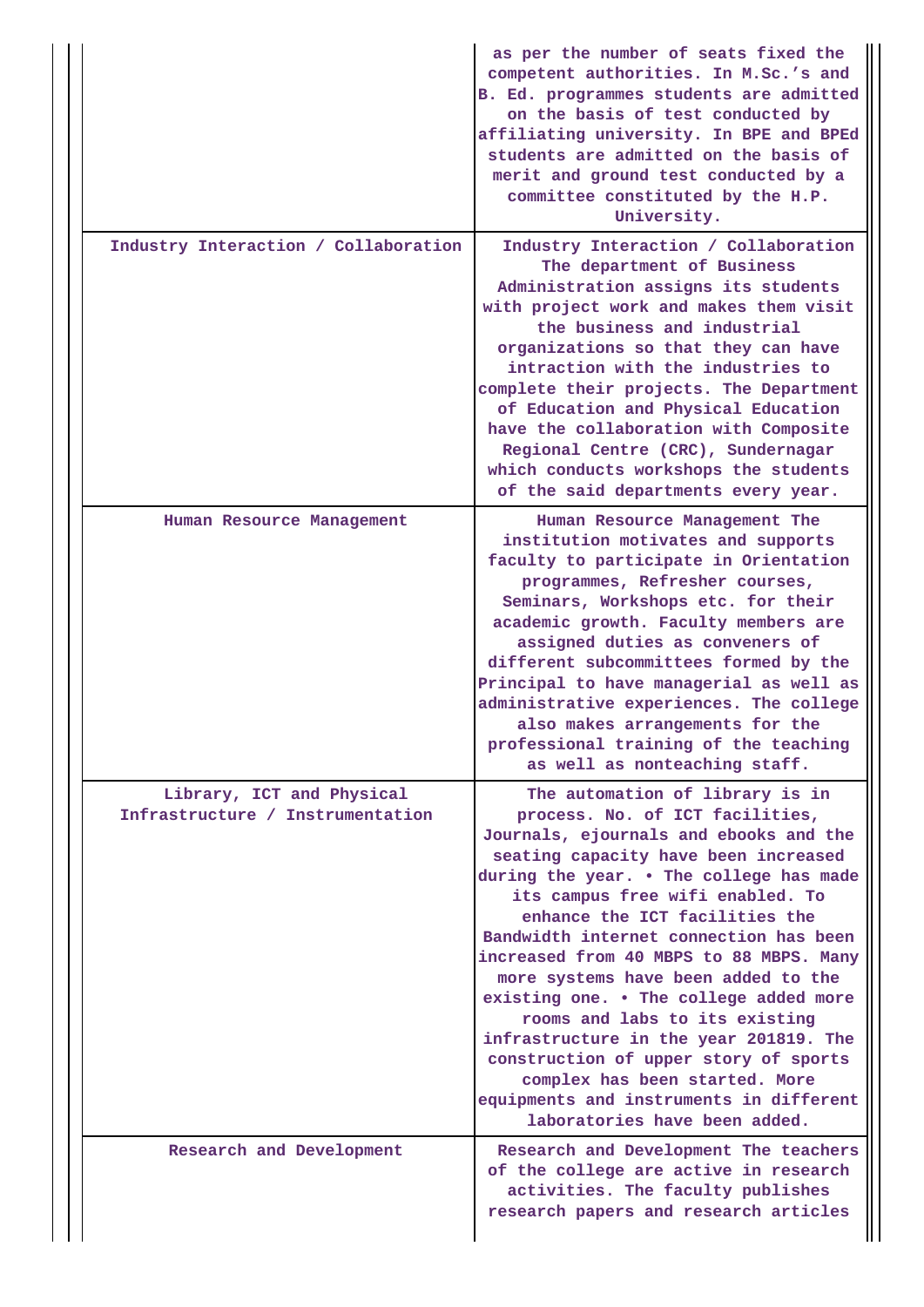| | |
|---|---|
| | as per the number of seats fixed the competent authorities. In M.Sc.'s and B. Ed. programmes students are admitted on the basis of test conducted by affiliating university. In BPE and BPEd students are admitted on the basis of merit and ground test conducted by a committee constituted by the H.P. University. |
| Industry Interaction / Collaboration | Industry Interaction / Collaboration The department of Business Administration assigns its students with project work and makes them visit the business and industrial organizations so that they can have intraction with the industries to complete their projects. The Department of Education and Physical Education have the collaboration with Composite Regional Centre (CRC), Sundernagar which conducts workshops the students of the said departments every year. |
| Human Resource Management | Human Resource Management The institution motivates and supports faculty to participate in Orientation programmes, Refresher courses, Seminars, Workshops etc. for their academic growth. Faculty members are assigned duties as conveners of different subcommittees formed by the Principal to have managerial as well as administrative experiences. The college also makes arrangements for the professional training of the teaching as well as nonteaching staff. |
| Library, ICT and Physical Infrastructure / Instrumentation | The automation of library is in process. No. of ICT facilities, Journals, ejournals and ebooks and the seating capacity have been increased during the year. • The college has made its campus free wifi enabled. To enhance the ICT facilities the Bandwidth internet connection has been increased from 40 MBPS to 88 MBPS. Many more systems have been added to the existing one. • The college added more rooms and labs to its existing infrastructure in the year 201819. The construction of upper story of sports complex has been started. More equipments and instruments in different laboratories have been added. |
| Research and Development | Research and Development The teachers of the college are active in research activities. The faculty publishes research papers and research articles |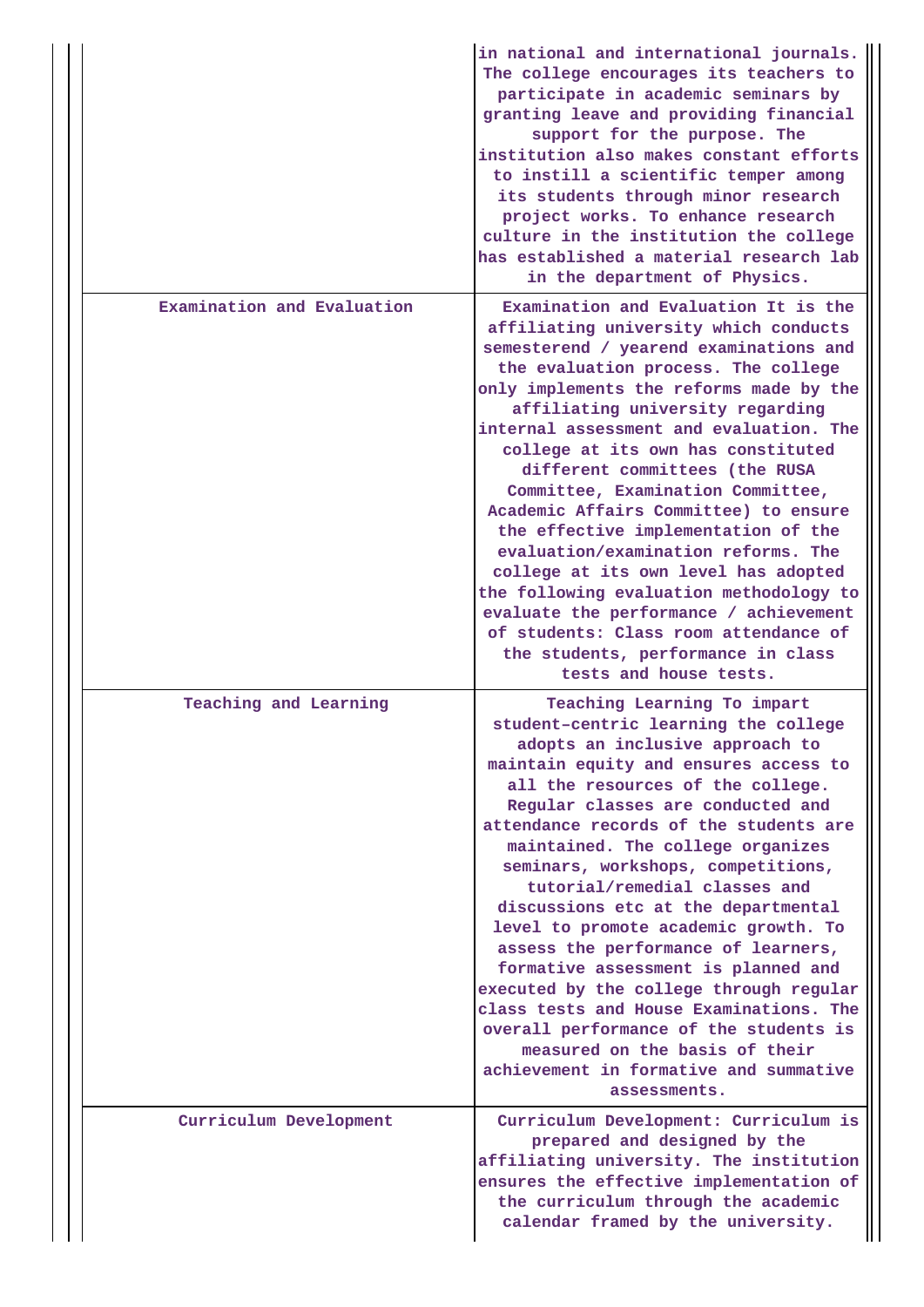| | |
|---|---|
| | in national and international journals. The college encourages its teachers to participate in academic seminars by granting leave and providing financial support for the purpose. The institution also makes constant efforts to instill a scientific temper among its students through minor research project works. To enhance research culture in the institution the college has established a material research lab in the department of Physics. |
| Examination and Evaluation | Examination and Evaluation It is the affiliating university which conducts semesterend / yearend examinations and the evaluation process. The college only implements the reforms made by the affiliating university regarding internal assessment and evaluation. The college at its own has constituted different committees (the RUSA Committee, Examination Committee, Academic Affairs Committee) to ensure the effective implementation of the evaluation/examination reforms. The college at its own level has adopted the following evaluation methodology to evaluate the performance / achievement of students: Class room attendance of the students, performance in class tests and house tests. |
| Teaching and Learning | Teaching Learning To impart student-centric learning the college adopts an inclusive approach to maintain equity and ensures access to all the resources of the college. Regular classes are conducted and attendance records of the students are maintained. The college organizes seminars, workshops, competitions, tutorial/remedial classes and discussions etc at the departmental level to promote academic growth. To assess the performance of learners, formative assessment is planned and executed by the college through regular class tests and House Examinations. The overall performance of the students is measured on the basis of their achievement in formative and summative assessments. |
| Curriculum Development | Curriculum Development: Curriculum is prepared and designed by the affiliating university. The institution ensures the effective implementation of the curriculum through the academic calendar framed by the university. |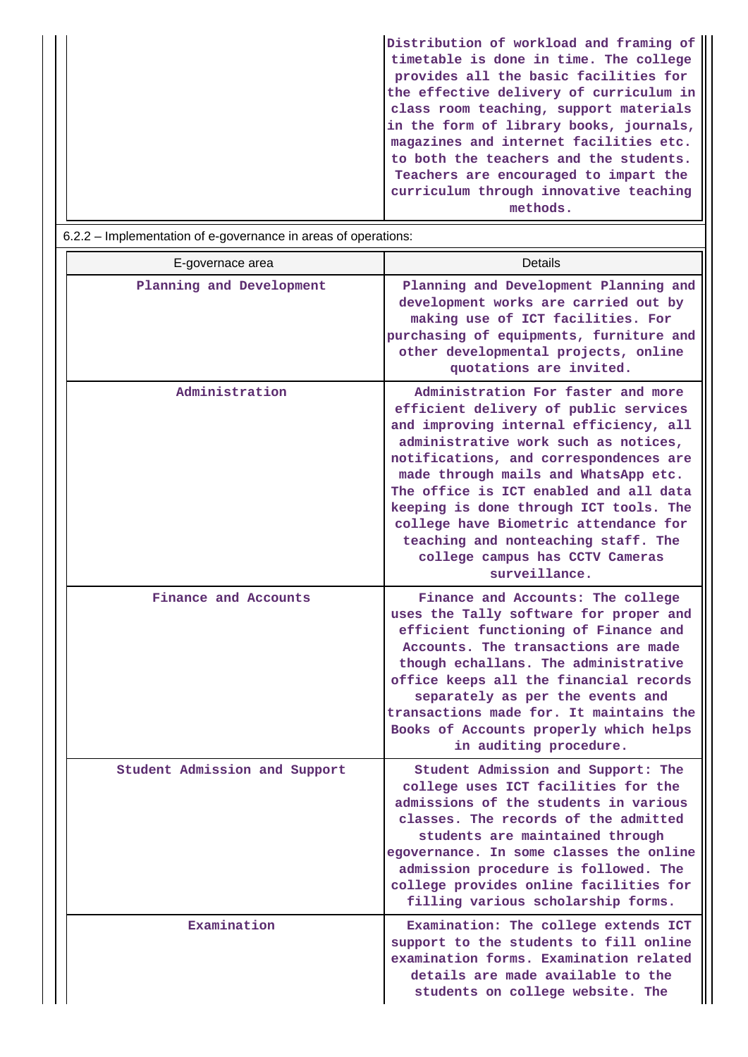| | |
|---|---|
| | Distribution of workload and framing of timetable is done in time. The college provides all the basic facilities for the effective delivery of curriculum in class room teaching, support materials in the form of library books, journals, magazines and internet facilities etc. to both the teachers and the students. Teachers are encouraged to impart the curriculum through innovative teaching methods. |

6.2.2 – Implementation of e-governance in areas of operations:

| E-governace area | Details |
|---|---|
| Planning and Development | Planning and Development Planning and development works are carried out by making use of ICT facilities. For purchasing of equipments, furniture and other developmental projects, online quotations are invited. |
| Administration | Administration For faster and more efficient delivery of public services and improving internal efficiency, all administrative work such as notices, notifications, and correspondences are made through mails and WhatsApp etc. The office is ICT enabled and all data keeping is done through ICT tools. The college have Biometric attendance for teaching and nonteaching staff. The college campus has CCTV Cameras surveillance. |
| Finance and Accounts | Finance and Accounts: The college uses the Tally software for proper and efficient functioning of Finance and Accounts. The transactions are made though echallans. The administrative office keeps all the financial records separately as per the events and transactions made for. It maintains the Books of Accounts properly which helps in auditing procedure. |
| Student Admission and Support | Student Admission and Support: The college uses ICT facilities for the admissions of the students in various classes. The records of the admitted students are maintained through egovernance. In some classes the online admission procedure is followed. The college provides online facilities for filling various scholarship forms. |
| Examination | Examination: The college extends ICT support to the students to fill online examination forms. Examination related details are made available to the students on college website. The |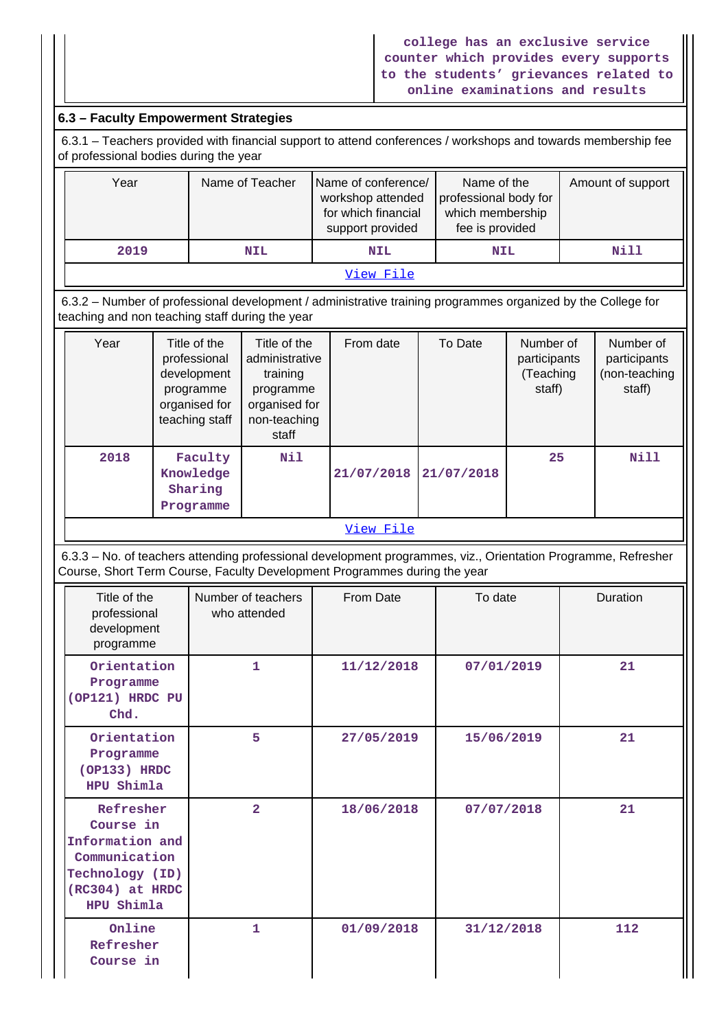| | college has an exclusive service counter which provides every supports to the students' grievances related to online examinations and results |
|---|---|

### 6.3 – Faculty Empowerment Strategies

6.3.1 – Teachers provided with financial support to attend conferences / workshops and towards membership fee of professional bodies during the year

| Year | Name of Teacher | Name of conference/ workshop attended for which financial support provided | Name of the professional body for which membership fee is provided | Amount of support |
|---|---|---|---|---|
| 2019 | NIL | NIL | NIL | Nill |

View File

6.3.2 – Number of professional development / administrative training programmes organized by the College for teaching and non teaching staff during the year

| Year | Title of the professional development programme organised for teaching staff | Title of the administrative training programme organised for non-teaching staff | From date | To Date | Number of participants (Teaching staff) | Number of participants (non-teaching staff) |
|---|---|---|---|---|---|---|
| 2018 | Faculty Knowledge Sharing Programme | Nil | 21/07/2018 | 21/07/2018 | 25 | Nill |

View File

6.3.3 – No. of teachers attending professional development programmes, viz., Orientation Programme, Refresher Course, Short Term Course, Faculty Development Programmes during the year

| Title of the professional development programme | Number of teachers who attended | From Date | To date | Duration |
|---|---|---|---|---|
| Orientation Programme (OP121) HRDC PU Chd. | 1 | 11/12/2018 | 07/01/2019 | 21 |
| Orientation Programme (OP133) HRDC HPU Shimla | 5 | 27/05/2019 | 15/06/2019 | 21 |
| Refresher Course in Information and Communication Technology (ID) (RC304) at HRDC HPU Shimla | 2 | 18/06/2018 | 07/07/2018 | 21 |
| Online Refresher Course in | 1 | 01/09/2018 | 31/12/2018 | 112 |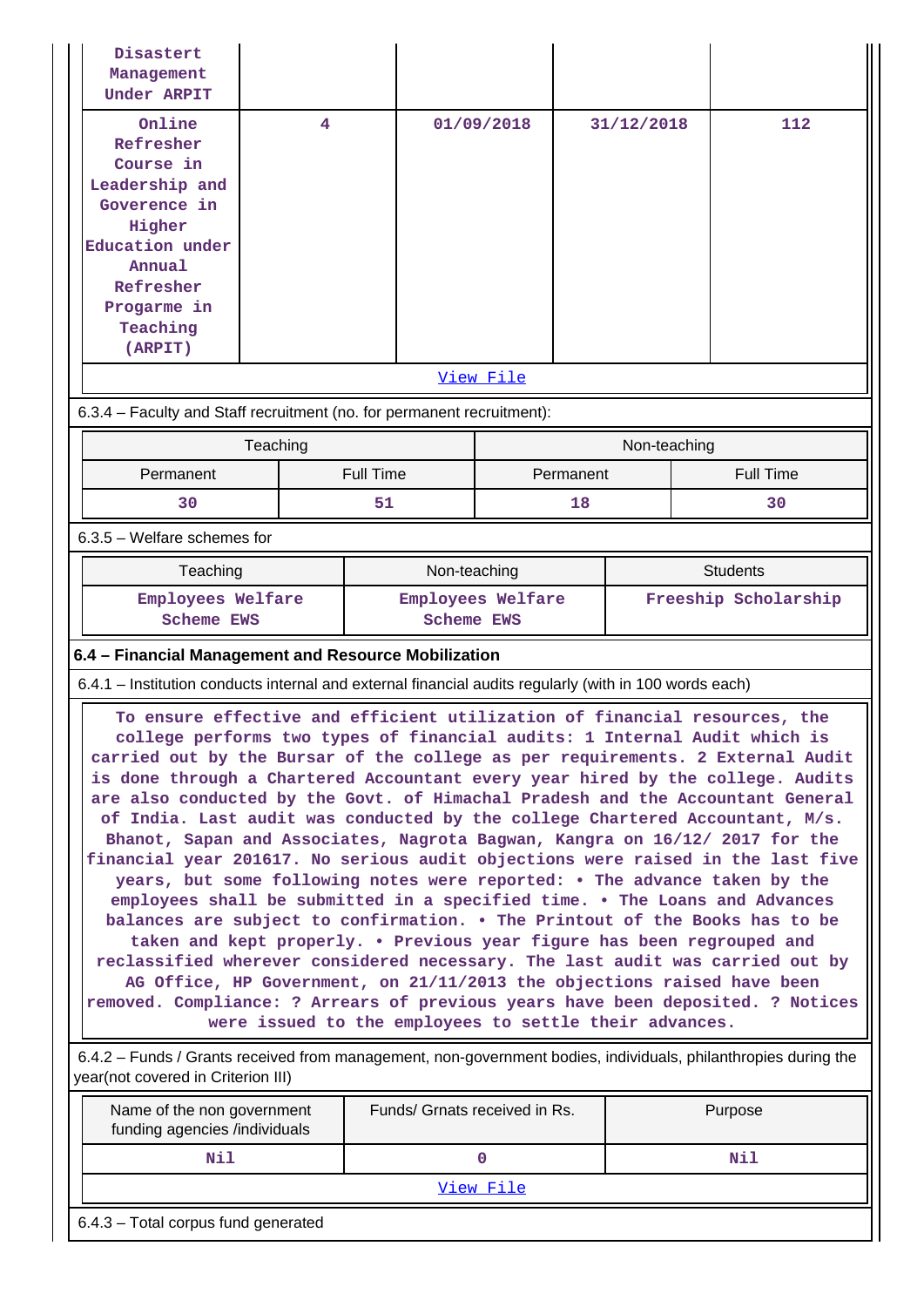| | | | | |
|---|---|---|---|---|
| Disastert Management Under ARPIT | | | | |
| Online Refresher Course in Leadership and Goverence in Higher Education under Annual Refresher Progarme in Teaching (ARPIT) | 4 | 01/09/2018 | 31/12/2018 | 112 |

View File

6.3.4 – Faculty and Staff recruitment (no. for permanent recruitment):

| Teaching | | Non-teaching | |
|---|---|---|---|
| Permanent | Full Time | Permanent | Full Time |
| 30 | 51 | 18 | 30 |

6.3.5 – Welfare schemes for

| Teaching | Non-teaching | Students |
|---|---|---|
| Employees Welfare Scheme EWS | Employees Welfare Scheme EWS | Freeship Scholarship |

**6.4 – Financial Management and Resource Mobilization**

6.4.1 – Institution conducts internal and external financial audits regularly (with in 100 words each)

To ensure effective and efficient utilization of financial resources, the college performs two types of financial audits: 1 Internal Audit which is carried out by the Bursar of the college as per requirements. 2 External Audit is done through a Chartered Accountant every year hired by the college. Audits are also conducted by the Govt. of Himachal Pradesh and the Accountant General of India. Last audit was conducted by the college Chartered Accountant, M/s. Bhanot, Sapan and Associates, Nagrota Bagwan, Kangra on 16/12/ 2017 for the financial year 201617. No serious audit objections were raised in the last five years, but some following notes were reported: • The advance taken by the employees shall be submitted in a specified time. • The Loans and Advances balances are subject to confirmation. • The Printout of the Books has to be taken and kept properly. • Previous year figure has been regrouped and reclassified wherever considered necessary. The last audit was carried out by AG Office, HP Government, on 21/11/2013 the objections raised have been removed. Compliance: ? Arrears of previous years have been deposited. ? Notices were issued to the employees to settle their advances.

6.4.2 – Funds / Grants received from management, non-government bodies, individuals, philanthropies during the year(not covered in Criterion III)

| Name of the non government funding agencies /individuals | Funds/ Grnats received in Rs. | Purpose |
|---|---|---|
| Nil | 0 | Nil |

View File

6.4.3 – Total corpus fund generated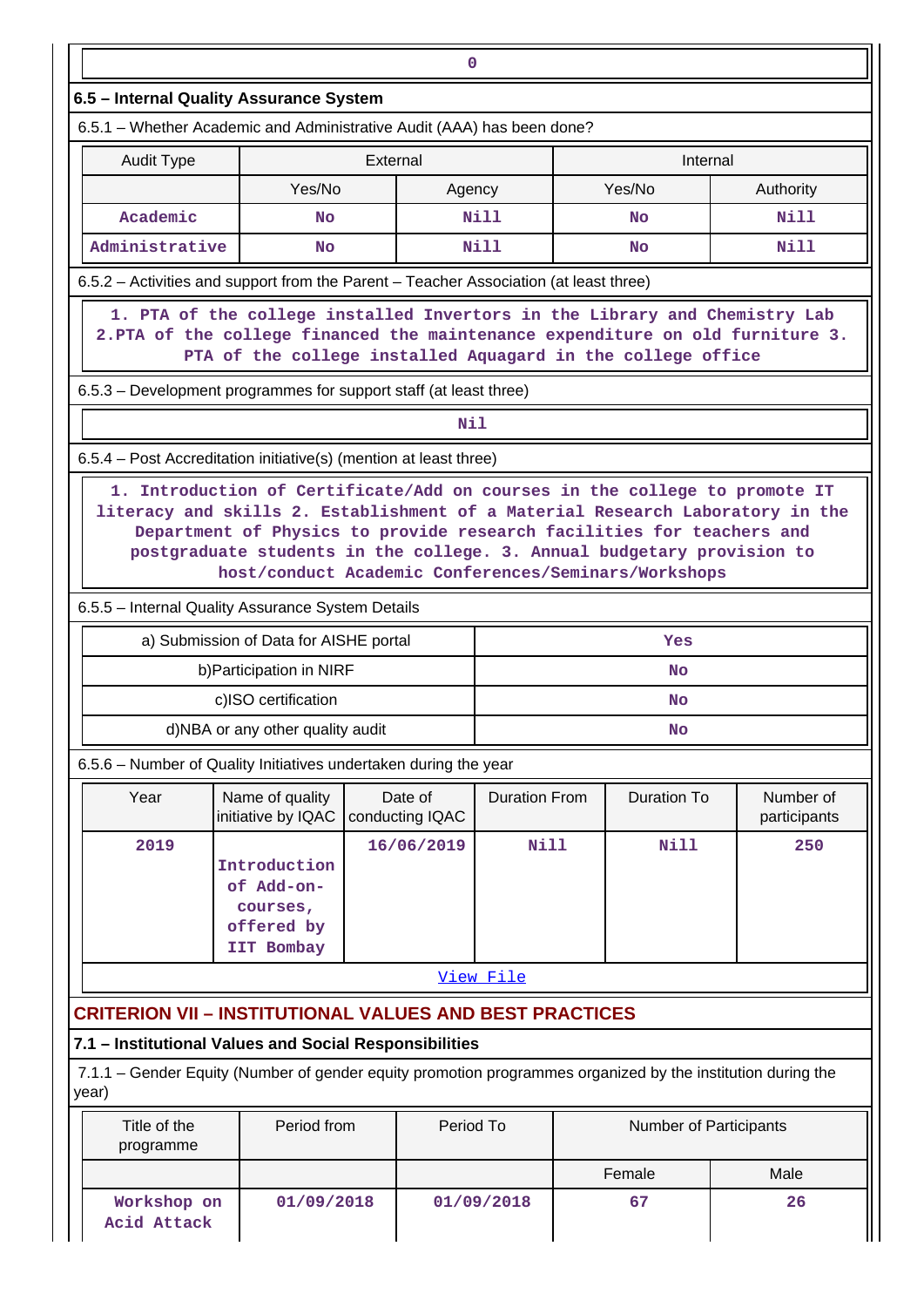| 0 |
|---|

### 6.5 – Internal Quality Assurance System

6.5.1 – Whether Academic and Administrative Audit (AAA) has been done?

| Audit Type | External | | Internal | |
|---|---|---|---|---|
| | Yes/No | Agency | Yes/No | Authority |
| Academic | No | Nill | No | Nill |
| Administrative | No | Nill | No | Nill |

6.5.2 – Activities and support from the Parent – Teacher Association (at least three)

1. PTA of the college installed Invertors in the Library and Chemistry Lab 2.PTA of the college financed the maintenance expenditure on old furniture 3. PTA of the college installed Aquagard in the college office

6.5.3 – Development programmes for support staff (at least three)

Nil

6.5.4 – Post Accreditation initiative(s) (mention at least three)

1. Introduction of Certificate/Add on courses in the college to promote IT literacy and skills 2. Establishment of a Material Research Laboratory in the Department of Physics to provide research facilities for teachers and postgraduate students in the college. 3. Annual budgetary provision to host/conduct Academic Conferences/Seminars/Workshops

6.5.5 – Internal Quality Assurance System Details

| | |
|---|---|
| a) Submission of Data for AISHE portal | Yes |
| b)Participation in NIRF | No |
| c)ISO certification | No |
| d)NBA or any other quality audit | No |

6.5.6 – Number of Quality Initiatives undertaken during the year

| Year | Name of quality initiative by IQAC | Date of conducting IQAC | Duration From | Duration To | Number of participants |
|---|---|---|---|---|---|
| 2019 | Introduction of Add-on-courses, offered by IIT Bombay | 16/06/2019 | Nill | Nill | 250 |

View File

## CRITERION VII – INSTITUTIONAL VALUES AND BEST PRACTICES

### 7.1 – Institutional Values and Social Responsibilities

7.1.1 – Gender Equity (Number of gender equity promotion programmes organized by the institution during the year)

| Title of the programme | Period from | Period To | Number of Participants | |
|---|---|---|---|---|
| | | | Female | Male |
| Workshop on Acid Attack | 01/09/2018 | 01/09/2018 | 67 | 26 |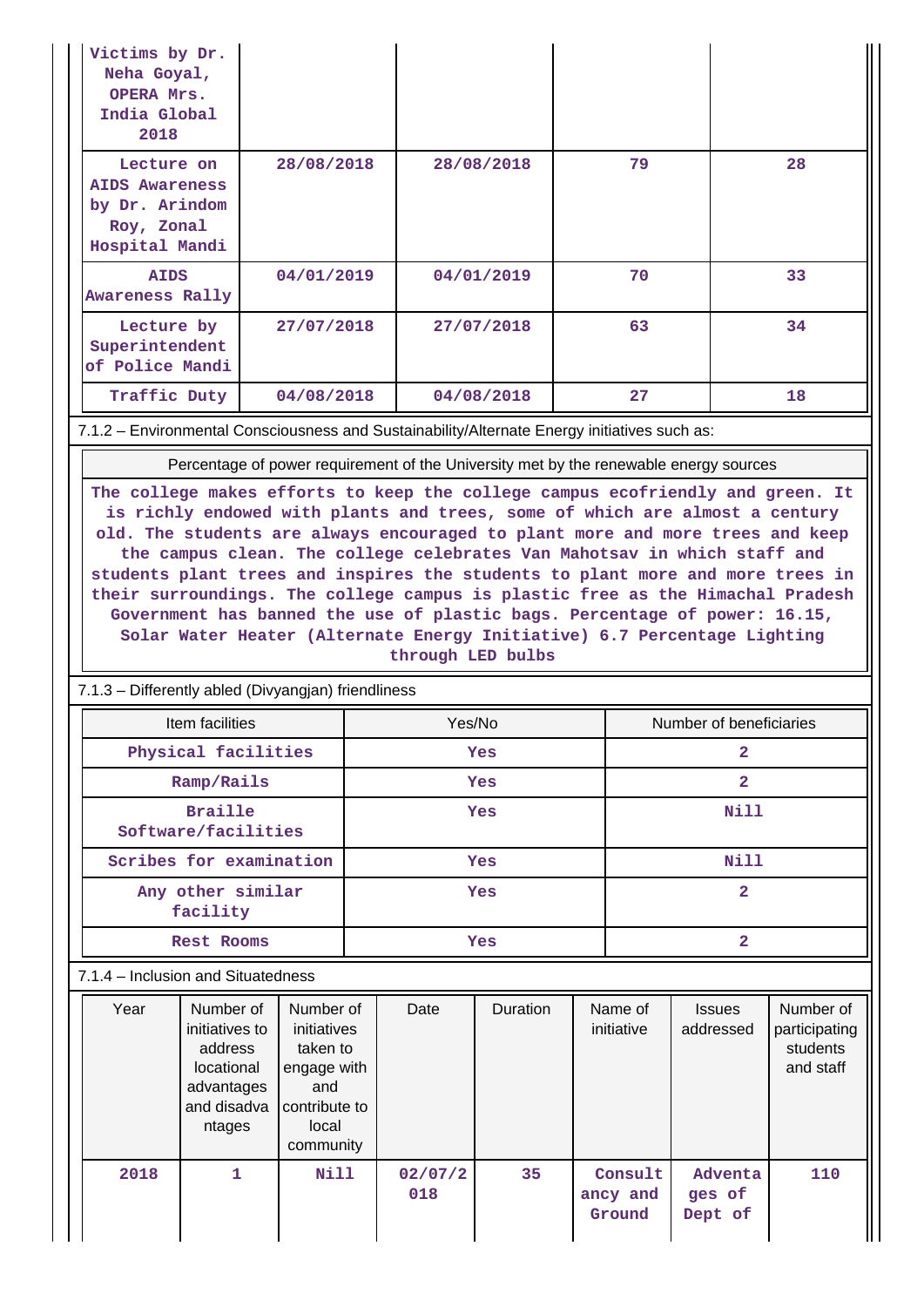| | | | | |
|---|---|---|---|---|
| Victims by Dr. Neha Goyal, OPERA Mrs. India Global 2018 | | | | |
| Lecture on AIDS Awareness by Dr. Arindom Roy, Zonal Hospital Mandi | 28/08/2018 | 28/08/2018 | 79 | 28 |
| AIDS Awareness Rally | 04/01/2019 | 04/01/2019 | 70 | 33 |
| Lecture by Superintendent of Police Mandi | 27/07/2018 | 27/07/2018 | 63 | 34 |
| Traffic Duty | 04/08/2018 | 04/08/2018 | 27 | 18 |

7.1.2 – Environmental Consciousness and Sustainability/Alternate Energy initiatives such as:

| Percentage of power requirement of the University met by the renewable energy sources |
|---|
| The college makes efforts to keep the college campus ecofriendly and green. It is richly endowed with plants and trees, some of which are almost a century old. The students are always encouraged to plant more and more trees and keep the campus clean. The college celebrates Van Mahotsav in which staff and students plant trees and inspires the students to plant more and more trees in their surroundings. The college campus is plastic free as the Himachal Pradesh Government has banned the use of plastic bags. Percentage of power: 16.15, Solar Water Heater (Alternate Energy Initiative) 6.7 Percentage Lighting through LED bulbs |

7.1.3 – Differently abled (Divyangjan) friendliness

| Item facilities | Yes/No | Number of beneficiaries |
|---|---|---|
| Physical facilities | Yes | 2 |
| Ramp/Rails | Yes | 2 |
| Braille Software/facilities | Yes | Nill |
| Scribes for examination | Yes | Nill |
| Any other similar facility | Yes | 2 |
| Rest Rooms | Yes | 2 |

7.1.4 – Inclusion and Situatedness

| Year | Number of initiatives to address locational advantages and disadvantages | Number of initiatives taken to engage with and contribute to local community | Date | Duration | Name of initiative | Issues addressed | Number of participating students and staff |
|---|---|---|---|---|---|---|---|
| 2018 | 1 | Nill | 02/07/2018 | 35 | Consultancy and Ground | Adventages of Dept of | 110 |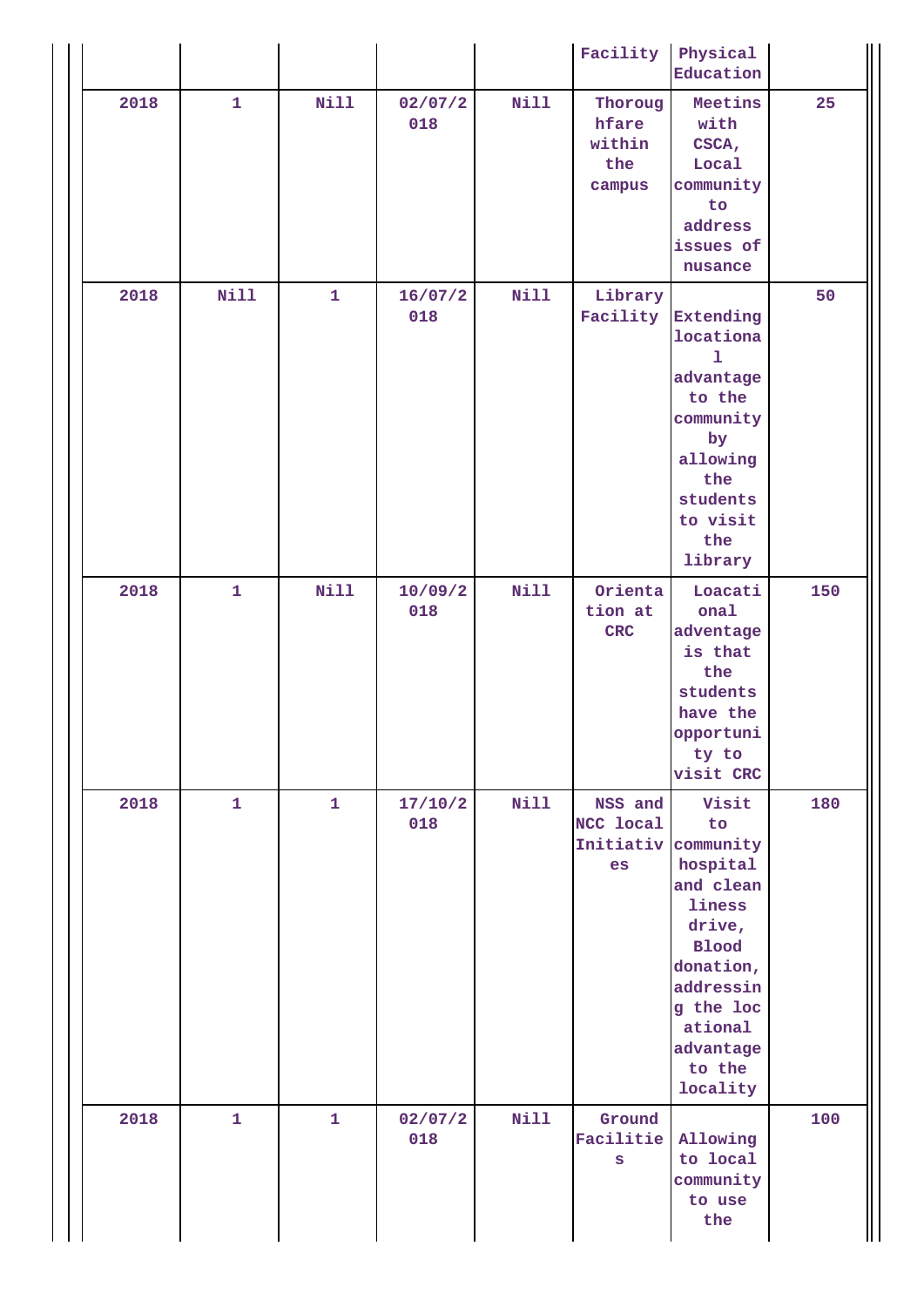|  |  |  |  |  | Facility | Physical Education |  |
|---|---|---|---|---|---|---|---|
| 2018 | 1 | Nill | 02/07/2018 | Nill | Thoroughfare within the campus | Meetins with CSCA, Local community to address issues of nusance | 25 |
| 2018 | Nill | 1 | 16/07/2018 | Nill | Library Facility | Extending locational advantage to the community by allowing the students to visit the library | 50 |
| 2018 | 1 | Nill | 10/09/2018 | Nill | Orientation at CRC | Loacational advantage is that the students have the opportunity to visit CRC | 150 |
| 2018 | 1 | 1 | 17/10/2018 | Nill | NSS and NCC local Initiatives | Visit to community hospital and cleanliness drive, Blood donation, addressing the locational advantage to the locality | 180 |
| 2018 | 1 | 1 | 02/07/2018 | Nill | Ground Facilities | Allowing to local community to use the | 100 |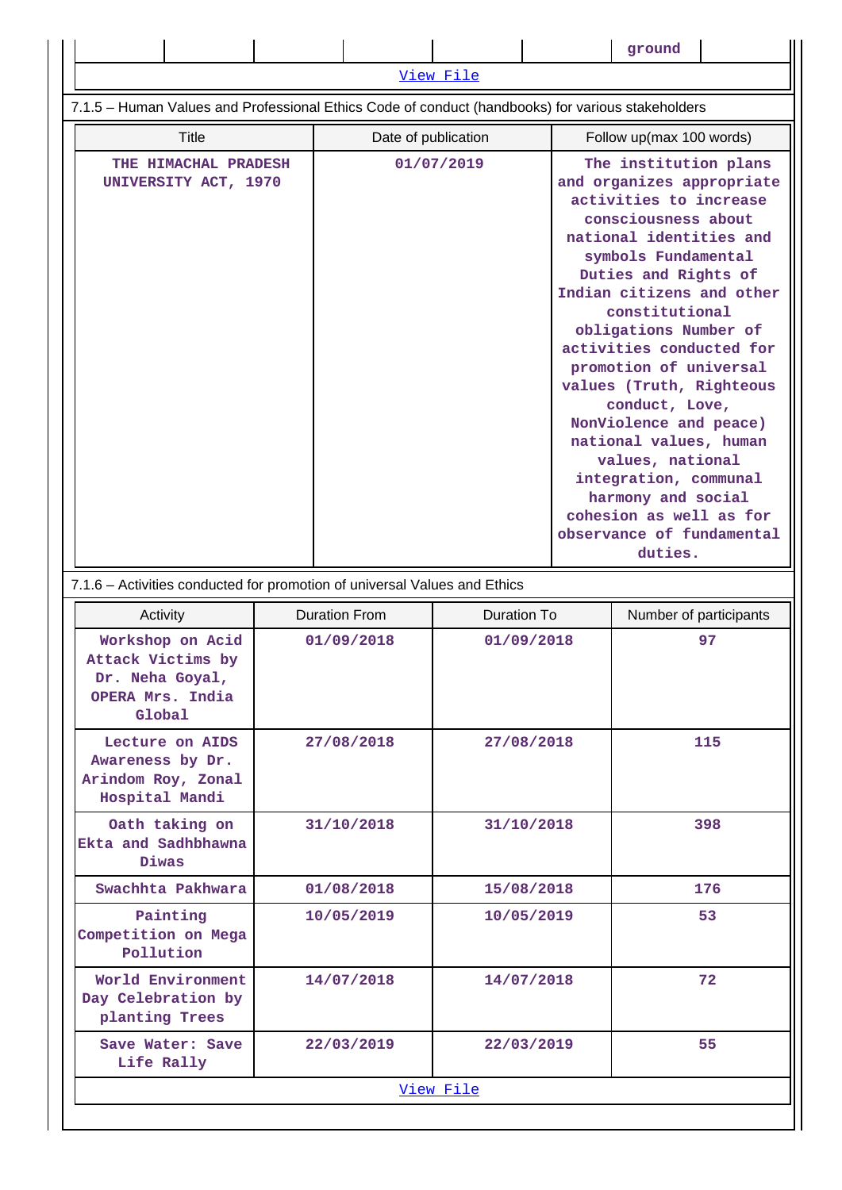| | | | | | | ground | |
|---|---|---|---|---|---|---|---|

View File

7.1.5 – Human Values and Professional Ethics Code of conduct (handbooks) for various stakeholders

| Title | Date of publication | Follow up(max 100 words) |
|---|---|---|
| THE HIMACHAL PRADESH UNIVERSITY ACT, 1970 | 01/07/2019 | The institution plans and organizes appropriate activities to increase consciousness about national identities and symbols Fundamental Duties and Rights of Indian citizens and other constitutional obligations Number of activities conducted for promotion of universal values (Truth, Righteous conduct, Love, NonViolence and peace) national values, human values, national integration, communal harmony and social cohesion as well as for observance of fundamental duties. |

7.1.6 – Activities conducted for promotion of universal Values and Ethics

| Activity | Duration From | Duration To | Number of participants |
|---|---|---|---|
| Workshop on Acid Attack Victims by Dr. Neha Goyal, OPERA Mrs. India Global | 01/09/2018 | 01/09/2018 | 97 |
| Lecture on AIDS Awareness by Dr. Arindom Roy, Zonal Hospital Mandi | 27/08/2018 | 27/08/2018 | 115 |
| Oath taking on Ekta and Sadhbhawna Diwas | 31/10/2018 | 31/10/2018 | 398 |
| Swachhta Pakhwara | 01/08/2018 | 15/08/2018 | 176 |
| Painting Competition on Mega Pollution | 10/05/2019 | 10/05/2019 | 53 |
| World Environment Day Celebration by planting Trees | 14/07/2018 | 14/07/2018 | 72 |
| Save Water: Save Life Rally | 22/03/2019 | 22/03/2019 | 55 |

View File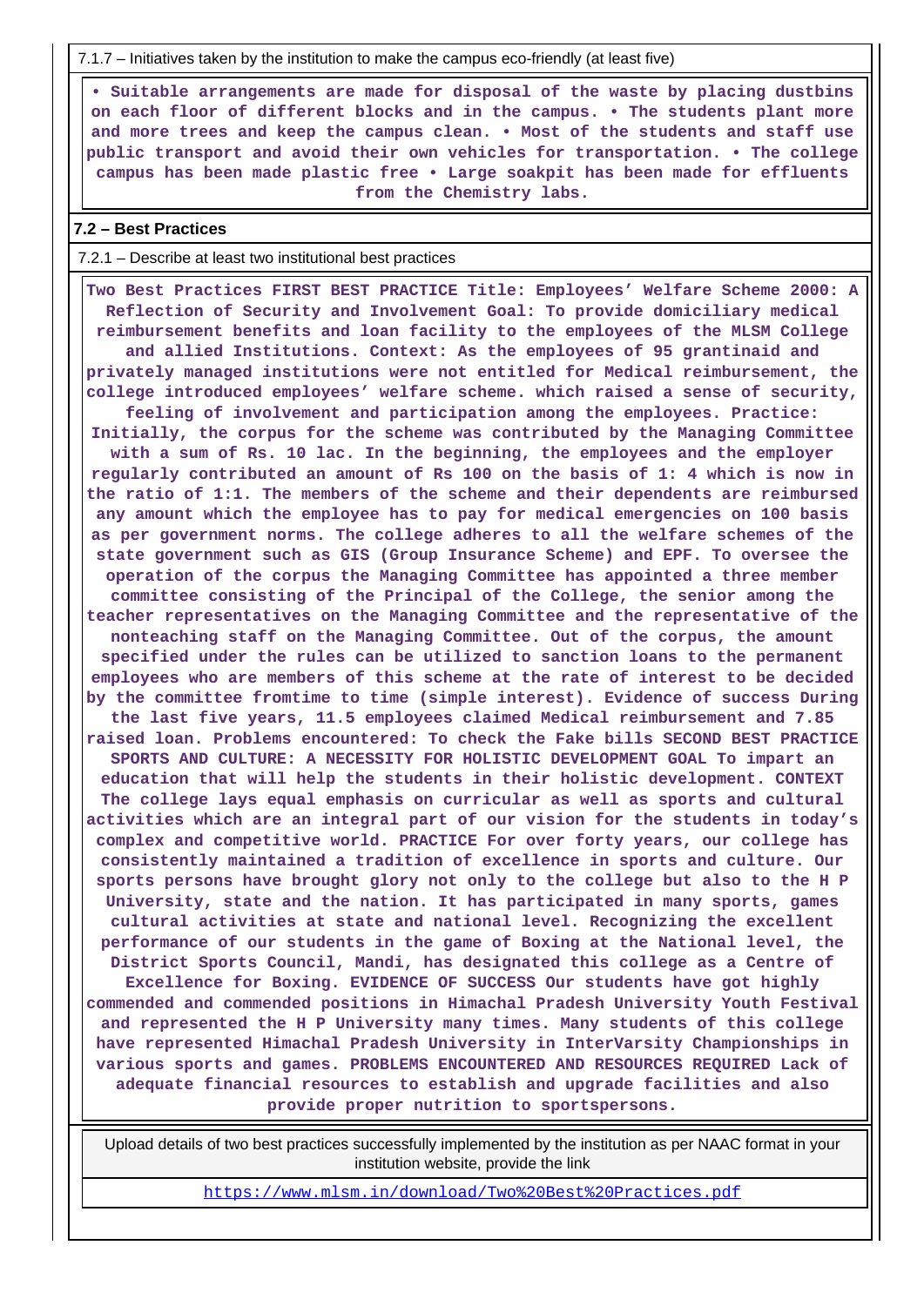7.1.7 – Initiatives taken by the institution to make the campus eco-friendly (at least five)

• Suitable arrangements are made for disposal of the waste by placing dustbins on each floor of different blocks and in the campus. • The students plant more and more trees and keep the campus clean. • Most of the students and staff use public transport and avoid their own vehicles for transportation. • The college campus has been made plastic free • Large soakpit has been made for effluents from the Chemistry labs.

## 7.2 – Best Practices

7.2.1 – Describe at least two institutional best practices

Two Best Practices FIRST BEST PRACTICE Title: Employees' Welfare Scheme 2000: A Reflection of Security and Involvement Goal: To provide domiciliary medical reimbursement benefits and loan facility to the employees of the MLSM College and allied Institutions. Context: As the employees of 95 grantinaid and privately managed institutions were not entitled for Medical reimbursement, the college introduced employees' welfare scheme. which raised a sense of security, feeling of involvement and participation among the employees. Practice: Initially, the corpus for the scheme was contributed by the Managing Committee with a sum of Rs. 10 lac. In the beginning, the employees and the employer regularly contributed an amount of Rs 100 on the basis of 1: 4 which is now in the ratio of 1:1. The members of the scheme and their dependents are reimbursed any amount which the employee has to pay for medical emergencies on 100 basis as per government norms. The college adheres to all the welfare schemes of the state government such as GIS (Group Insurance Scheme) and EPF. To oversee the operation of the corpus the Managing Committee has appointed a three member committee consisting of the Principal of the College, the senior among the teacher representatives on the Managing Committee and the representative of the nonteaching staff on the Managing Committee. Out of the corpus, the amount specified under the rules can be utilized to sanction loans to the permanent employees who are members of this scheme at the rate of interest to be decided by the committee fromtime to time (simple interest). Evidence of success During the last five years, 11.5 employees claimed Medical reimbursement and 7.85 raised loan. Problems encountered: To check the Fake bills SECOND BEST PRACTICE SPORTS AND CULTURE: A NECESSITY FOR HOLISTIC DEVELOPMENT GOAL To impart an education that will help the students in their holistic development. CONTEXT The college lays equal emphasis on curricular as well as sports and cultural activities which are an integral part of our vision for the students in today's complex and competitive world. PRACTICE For over forty years, our college has consistently maintained a tradition of excellence in sports and culture. Our sports persons have brought glory not only to the college but also to the H P University, state and the nation. It has participated in many sports, games cultural activities at state and national level. Recognizing the excellent performance of our students in the game of Boxing at the National level, the District Sports Council, Mandi, has designated this college as a Centre of Excellence for Boxing. EVIDENCE OF SUCCESS Our students have got highly commended and commended positions in Himachal Pradesh University Youth Festival and represented the H P University many times. Many students of this college have represented Himachal Pradesh University in InterVarsity Championships in various sports and games. PROBLEMS ENCOUNTERED AND RESOURCES REQUIRED Lack of adequate financial resources to establish and upgrade facilities and also provide proper nutrition to sportspersons.

Upload details of two best practices successfully implemented by the institution as per NAAC format in your institution website, provide the link

https://www.mlsm.in/download/Two%20Best%20Practices.pdf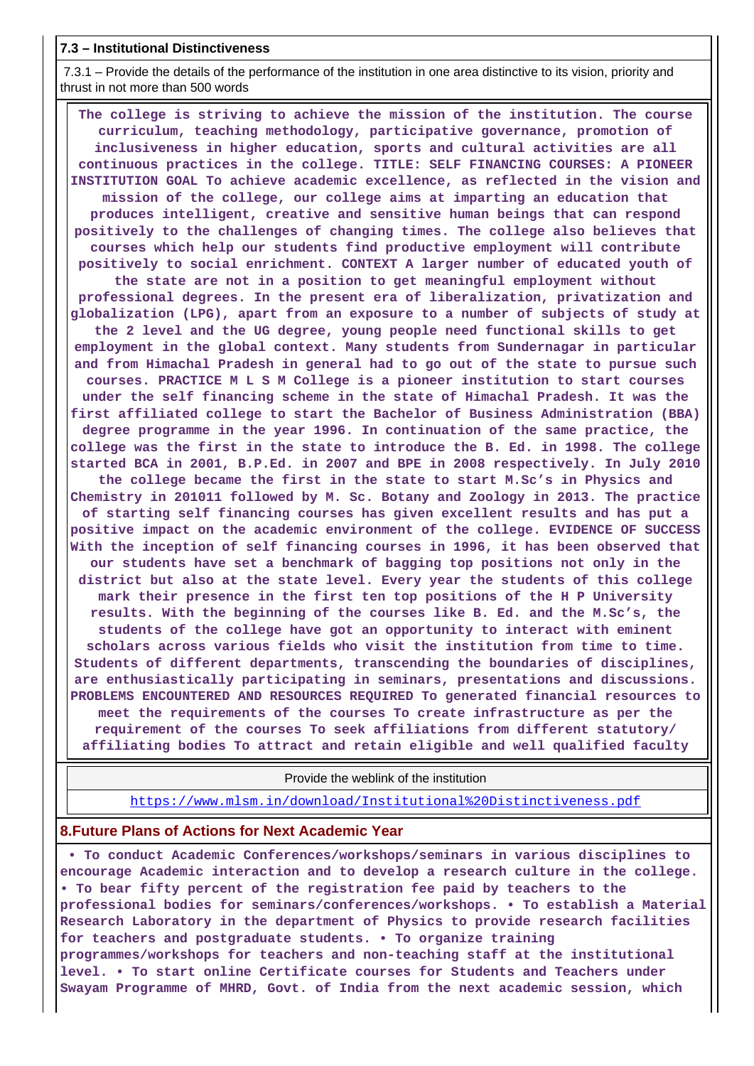### 7.3 – Institutional Distinctiveness

7.3.1 – Provide the details of the performance of the institution in one area distinctive to its vision, priority and thrust in not more than 500 words

**The college is striving to achieve the mission of the institution. The course curriculum, teaching methodology, participative governance, promotion of inclusiveness in higher education, sports and cultural activities are all continuous practices in the college. TITLE: SELF FINANCING COURSES: A PIONEER INSTITUTION GOAL To achieve academic excellence, as reflected in the vision and mission of the college, our college aims at imparting an education that produces intelligent, creative and sensitive human beings that can respond positively to the challenges of changing times. The college also believes that courses which help our students find productive employment will contribute positively to social enrichment. CONTEXT A larger number of educated youth of the state are not in a position to get meaningful employment without professional degrees. In the present era of liberalization, privatization and globalization (LPG), apart from an exposure to a number of subjects of study at the 2 level and the UG degree, young people need functional skills to get employment in the global context. Many students from Sundernagar in particular and from Himachal Pradesh in general had to go out of the state to pursue such courses. PRACTICE M L S M College is a pioneer institution to start courses under the self financing scheme in the state of Himachal Pradesh. It was the first affiliated college to start the Bachelor of Business Administration (BBA) degree programme in the year 1996. In continuation of the same practice, the college was the first in the state to introduce the B. Ed. in 1998. The college started BCA in 2001, B.P.Ed. in 2007 and BPE in 2008 respectively. In July 2010 the college became the first in the state to start M.Sc's in Physics and Chemistry in 201011 followed by M. Sc. Botany and Zoology in 2013. The practice of starting self financing courses has given excellent results and has put a positive impact on the academic environment of the college. EVIDENCE OF SUCCESS With the inception of self financing courses in 1996, it has been observed that our students have set a benchmark of bagging top positions not only in the district but also at the state level. Every year the students of this college mark their presence in the first ten top positions of the H P University results. With the beginning of the courses like B. Ed. and the M.Sc's, the students of the college have got an opportunity to interact with eminent scholars across various fields who visit the institution from time to time. Students of different departments, transcending the boundaries of disciplines, are enthusiastically participating in seminars, presentations and discussions. PROBLEMS ENCOUNTERED AND RESOURCES REQUIRED To generated financial resources to meet the requirements of the courses To create infrastructure as per the requirement of the courses To seek affiliations from different statutory/ affiliating bodies To attract and retain eligible and well qualified faculty**

| Provide the weblink of the institution |
| --- |
| https://www.mlsm.in/download/Institutional%20Distinctiveness.pdf |

### 8.Future Plans of Actions for Next Academic Year

**• To conduct Academic Conferences/workshops/seminars in various disciplines to encourage Academic interaction and to develop a research culture in the college. • To bear fifty percent of the registration fee paid by teachers to the professional bodies for seminars/conferences/workshops. • To establish a Material Research Laboratory in the department of Physics to provide research facilities for teachers and postgraduate students. • To organize training programmes/workshops for teachers and non-teaching staff at the institutional level. • To start online Certificate courses for Students and Teachers under Swayam Programme of MHRD, Govt. of India from the next academic session, which**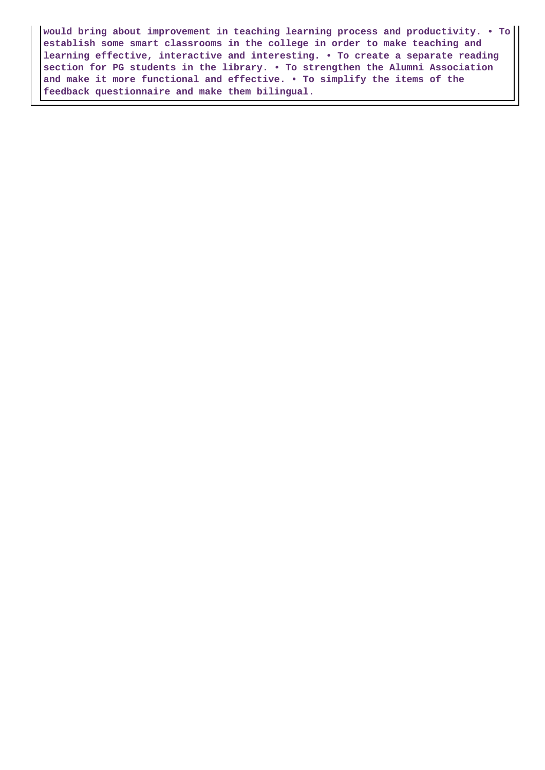**would bring about improvement in teaching learning process and productivity. • To establish some smart classrooms in the college in order to make teaching and learning effective, interactive and interesting. • To create a separate reading section for PG students in the library. • To strengthen the Alumni Association and make it more functional and effective. • To simplify the items of the feedback questionnaire and make them bilingual.**